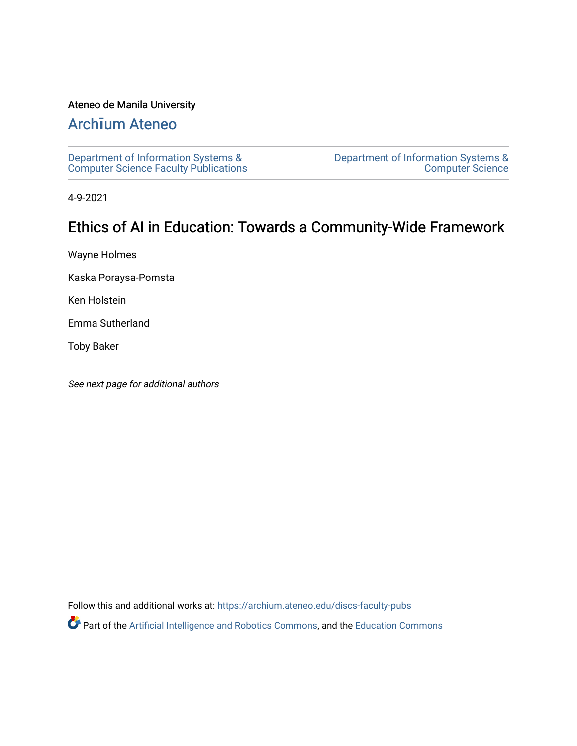Ateneo de Manila University

# Archīum Ateneo

Department of Information Systems & Computer Science Faculty Publications

Department of Information Systems & Computer Science

4-9-2021

## Ethics of AI in Education: Towards a Community-Wide Framework

Wayne Holmes

Kaska Poraysa-Pomsta

Ken Holstein

Emma Sutherland

Toby Baker

*See next page for additional authors*

Follow this and additional works at: https://archium.ateneo.edu/discs-faculty-pubs

Part of the Artificial Intelligence and Robotics Commons, and the Education Commons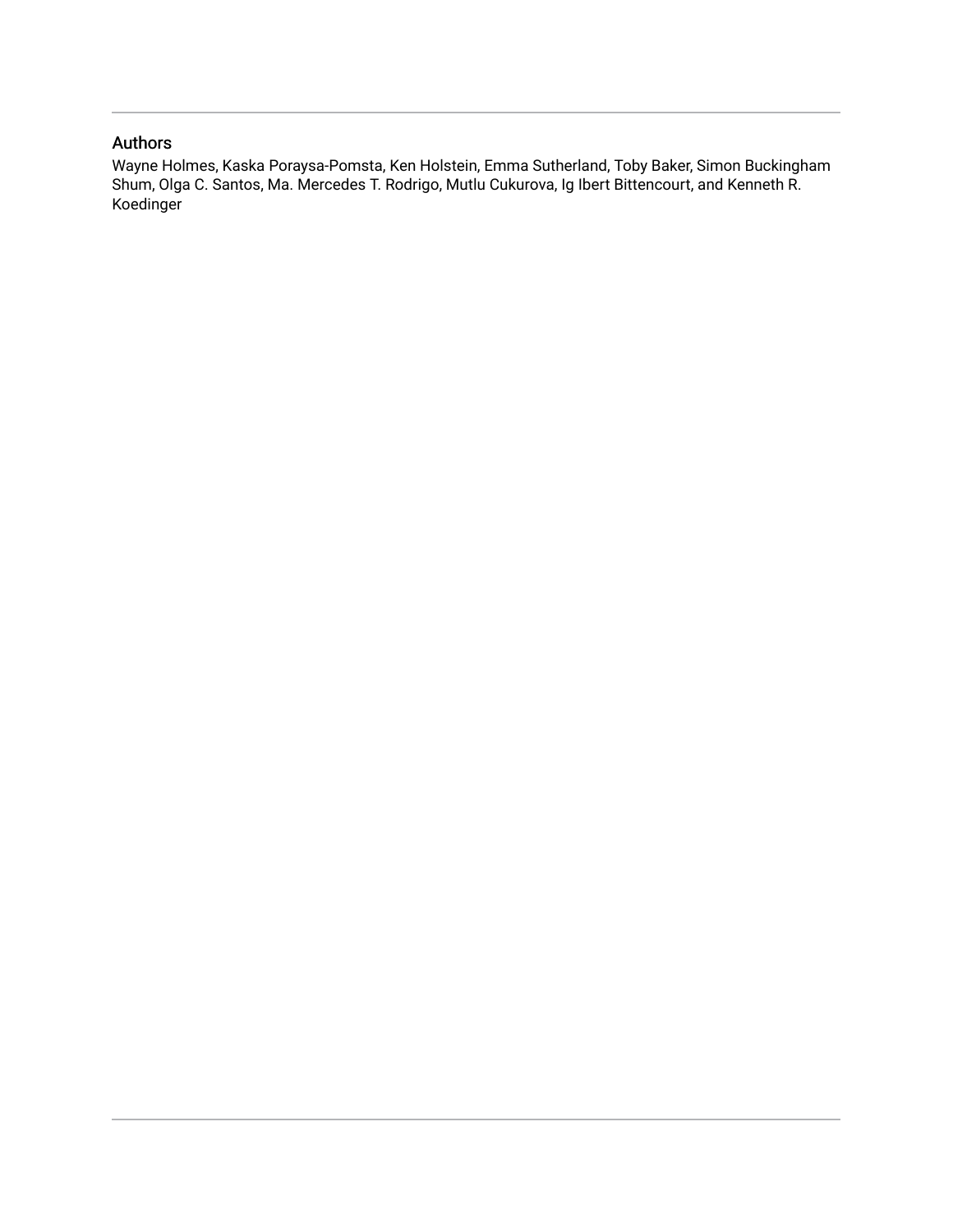## Authors

Wayne Holmes, Kaska Poraysa-Pomsta, Ken Holstein, Emma Sutherland, Toby Baker, Simon Buckingham Shum, Olga C. Santos, Ma. Mercedes T. Rodrigo, Mutlu Cukurova, Ig Ibert Bittencourt, and Kenneth R. Koedinger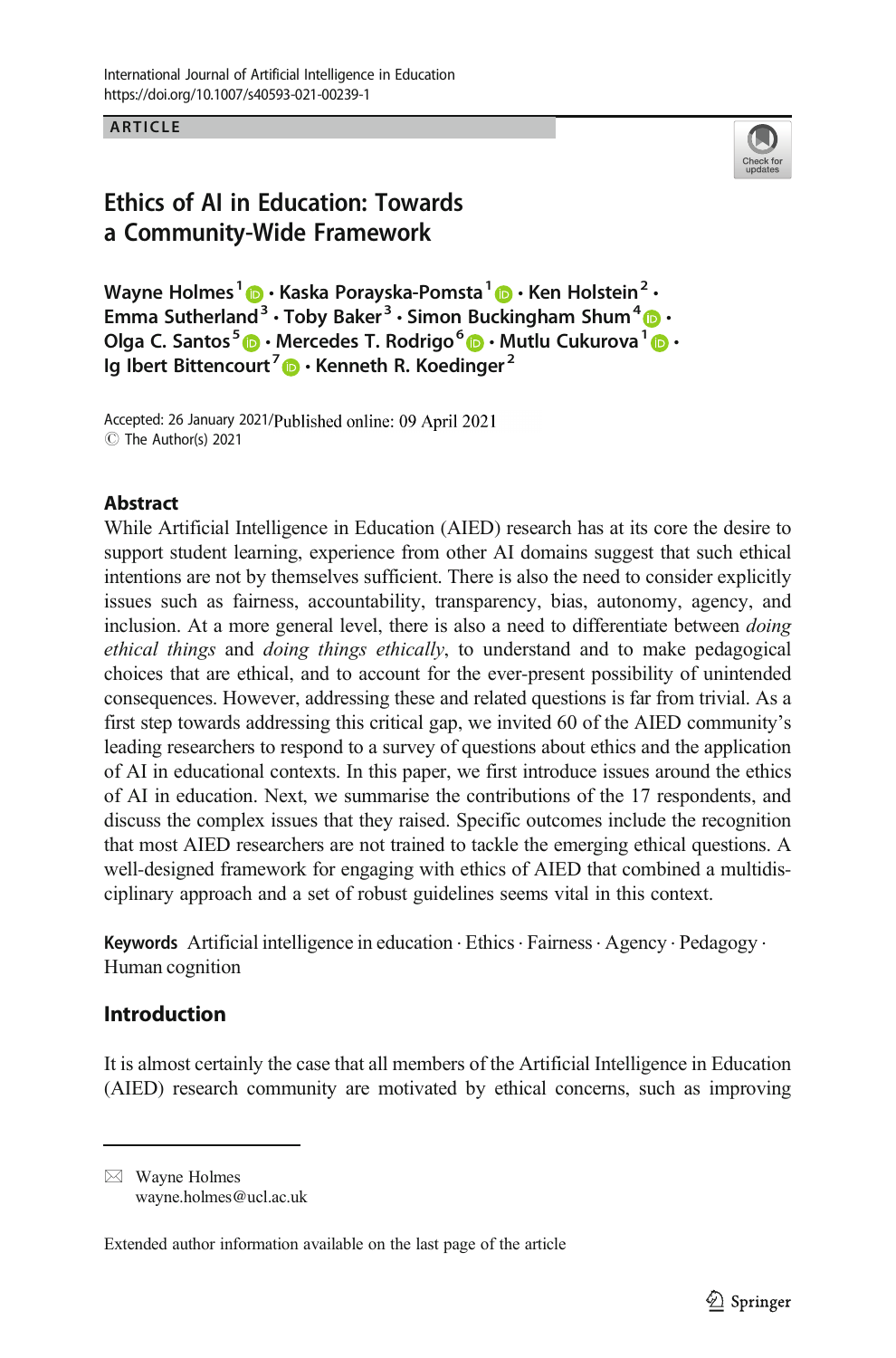ARTICLE

# Ethics of AI in Education: Towards a Community-Wide Framework

**Wayne Holmes**[1] · **Kaska Porayska-Pomsta**[1] · **Ken Holstein**[2] · **Emma Sutherland**[3] · **Toby Baker**[3] · **Simon Buckingham Shum**[4] · **Olga C. Santos**[5] · **Mercedes T. Rodrigo**[6] · **Mutlu Cukurova**[1] · **Ig Ibert Bittencourt**[7] · **Kenneth R. Koedinger**[2]

Accepted: 26 January 2021/Published online: 09 April 2021
© The Author(s) 2021

## Abstract

While Artificial Intelligence in Education (AIED) research has at its core the desire to support student learning, experience from other AI domains suggest that such ethical intentions are not by themselves sufficient. There is also the need to consider explicitly issues such as fairness, accountability, transparency, bias, autonomy, agency, and inclusion. At a more general level, there is also a need to differentiate between *doing ethical things* and *doing things ethically*, to understand and to make pedagogical choices that are ethical, and to account for the ever-present possibility of unintended consequences. However, addressing these and related questions is far from trivial. As a first step towards addressing this critical gap, we invited 60 of the AIED community's leading researchers to respond to a survey of questions about ethics and the application of AI in educational contexts. In this paper, we first introduce issues around the ethics of AI in education. Next, we summarise the contributions of the 17 respondents, and discuss the complex issues that they raised. Specific outcomes include the recognition that most AIED researchers are not trained to tackle the emerging ethical questions. A well-designed framework for engaging with ethics of AIED that combined a multidisciplinary approach and a set of robust guidelines seems vital in this context.

**Keywords** Artificial intelligence in education · Ethics · Fairness · Agency · Pedagogy · Human cognition

## Introduction

It is almost certainly the case that all members of the Artificial Intelligence in Education (AIED) research community are motivated by ethical concerns, such as improving

---

✉ Wayne Holmes
wayne.holmes@ucl.ac.uk

Extended author information available on the last page of the article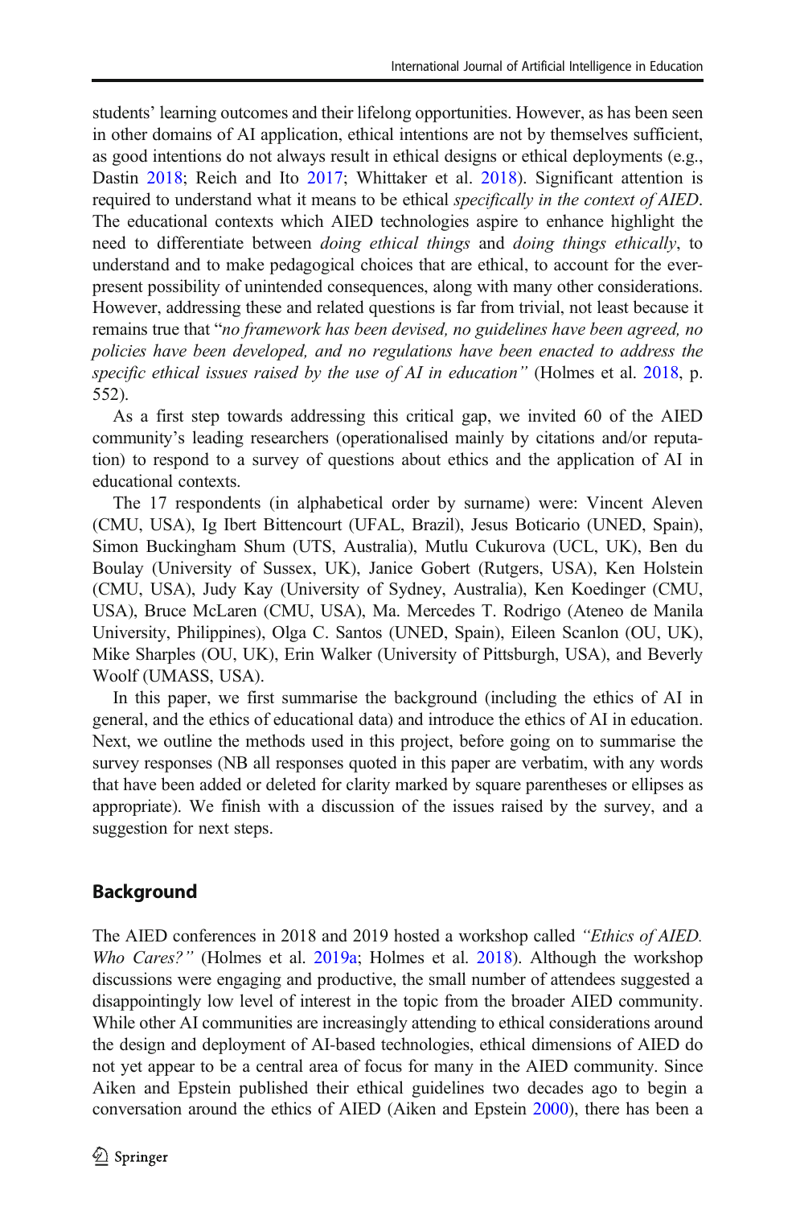students' learning outcomes and their lifelong opportunities. However, as has been seen in other domains of AI application, ethical intentions are not by themselves sufficient, as good intentions do not always result in ethical designs or ethical deployments (e.g., Dastin 2018; Reich and Ito 2017; Whittaker et al. 2018). Significant attention is required to understand what it means to be ethical *specifically in the context of AIED*. The educational contexts which AIED technologies aspire to enhance highlight the need to differentiate between *doing ethical things* and *doing things ethically*, to understand and to make pedagogical choices that are ethical, to account for the ever-present possibility of unintended consequences, along with many other considerations. However, addressing these and related questions is far from trivial, not least because it remains true that "*no framework has been devised, no guidelines have been agreed, no policies have been developed, and no regulations have been enacted to address the specific ethical issues raised by the use of AI in education*" (Holmes et al. 2018, p. 552).

As a first step towards addressing this critical gap, we invited 60 of the AIED community's leading researchers (operationalised mainly by citations and/or reputation) to respond to a survey of questions about ethics and the application of AI in educational contexts.

The 17 respondents (in alphabetical order by surname) were: Vincent Aleven (CMU, USA), Ig Ibert Bittencourt (UFAL, Brazil), Jesus Boticario (UNED, Spain), Simon Buckingham Shum (UTS, Australia), Mutlu Cukurova (UCL, UK), Ben du Boulay (University of Sussex, UK), Janice Gobert (Rutgers, USA), Ken Holstein (CMU, USA), Judy Kay (University of Sydney, Australia), Ken Koedinger (CMU, USA), Bruce McLaren (CMU, USA), Ma. Mercedes T. Rodrigo (Ateneo de Manila University, Philippines), Olga C. Santos (UNED, Spain), Eileen Scanlon (OU, UK), Mike Sharples (OU, UK), Erin Walker (University of Pittsburgh, USA), and Beverly Woolf (UMASS, USA).

In this paper, we first summarise the background (including the ethics of AI in general, and the ethics of educational data) and introduce the ethics of AI in education. Next, we outline the methods used in this project, before going on to summarise the survey responses (NB all responses quoted in this paper are verbatim, with any words that have been added or deleted for clarity marked by square parentheses or ellipses as appropriate). We finish with a discussion of the issues raised by the survey, and a suggestion for next steps.

## Background

The AIED conferences in 2018 and 2019 hosted a workshop called *"Ethics of AIED. Who Cares?"* (Holmes et al. 2019a; Holmes et al. 2018). Although the workshop discussions were engaging and productive, the small number of attendees suggested a disappointingly low level of interest in the topic from the broader AIED community. While other AI communities are increasingly attending to ethical considerations around the design and deployment of AI-based technologies, ethical dimensions of AIED do not yet appear to be a central area of focus for many in the AIED community. Since Aiken and Epstein published their ethical guidelines two decades ago to begin a conversation around the ethics of AIED (Aiken and Epstein 2000), there has been a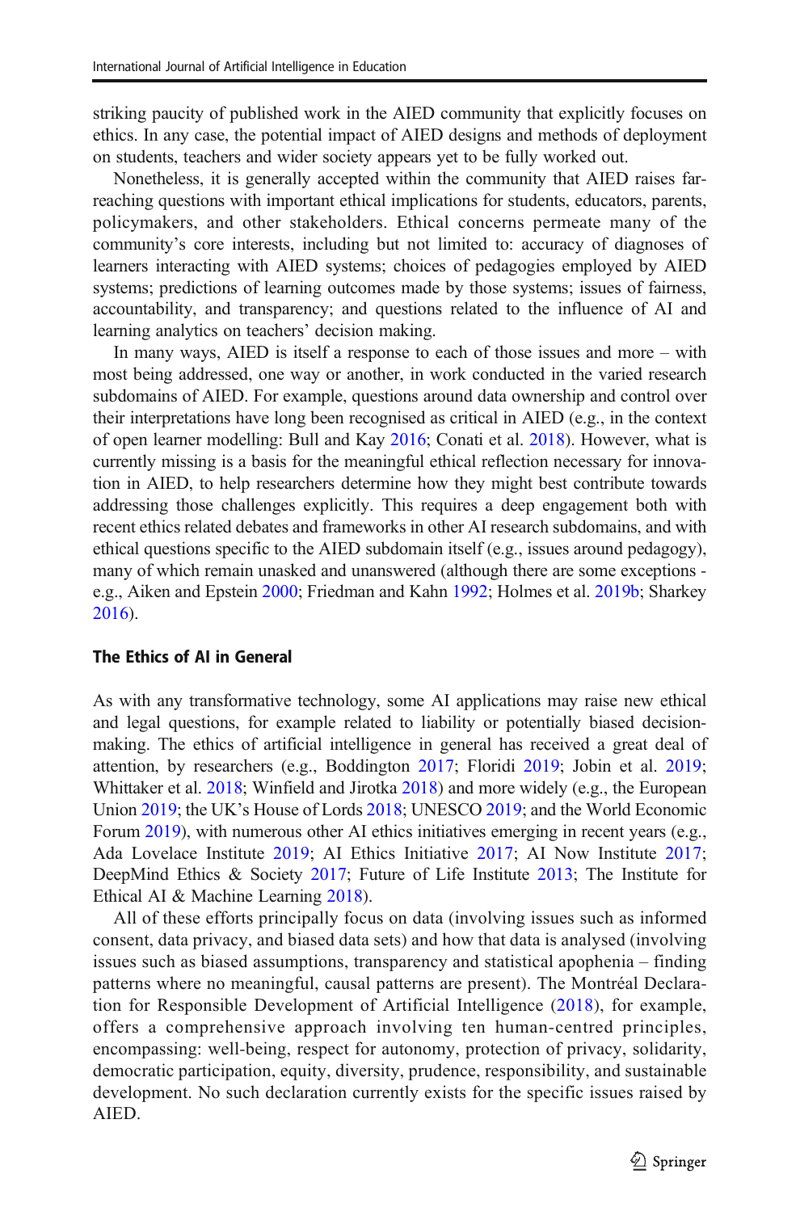striking paucity of published work in the AIED community that explicitly focuses on ethics. In any case, the potential impact of AIED designs and methods of deployment on students, teachers and wider society appears yet to be fully worked out.

Nonetheless, it is generally accepted within the community that AIED raises far-reaching questions with important ethical implications for students, educators, parents, policymakers, and other stakeholders. Ethical concerns permeate many of the community's core interests, including but not limited to: accuracy of diagnoses of learners interacting with AIED systems; choices of pedagogies employed by AIED systems; predictions of learning outcomes made by those systems; issues of fairness, accountability, and transparency; and questions related to the influence of AI and learning analytics on teachers' decision making.

In many ways, AIED is itself a response to each of those issues and more – with most being addressed, one way or another, in work conducted in the varied research subdomains of AIED. For example, questions around data ownership and control over their interpretations have long been recognised as critical in AIED (e.g., in the context of open learner modelling: Bull and Kay 2016; Conati et al. 2018). However, what is currently missing is a basis for the meaningful ethical reflection necessary for innovation in AIED, to help researchers determine how they might best contribute towards addressing those challenges explicitly. This requires a deep engagement both with recent ethics related debates and frameworks in other AI research subdomains, and with ethical questions specific to the AIED subdomain itself (e.g., issues around pedagogy), many of which remain unasked and unanswered (although there are some exceptions - e.g., Aiken and Epstein 2000; Friedman and Kahn 1992; Holmes et al. 2019b; Sharkey 2016).

### The Ethics of AI in General

As with any transformative technology, some AI applications may raise new ethical and legal questions, for example related to liability or potentially biased decision-making. The ethics of artificial intelligence in general has received a great deal of attention, by researchers (e.g., Boddington 2017; Floridi 2019; Jobin et al. 2019; Whittaker et al. 2018; Winfield and Jirotka 2018) and more widely (e.g., the European Union 2019; the UK's House of Lords 2018; UNESCO 2019; and the World Economic Forum 2019), with numerous other AI ethics initiatives emerging in recent years (e.g., Ada Lovelace Institute 2019; AI Ethics Initiative 2017; AI Now Institute 2017; DeepMind Ethics & Society 2017; Future of Life Institute 2013; The Institute for Ethical AI & Machine Learning 2018).

All of these efforts principally focus on data (involving issues such as informed consent, data privacy, and biased data sets) and how that data is analysed (involving issues such as biased assumptions, transparency and statistical apophenia – finding patterns where no meaningful, causal patterns are present). The Montréal Declaration for Responsible Development of Artificial Intelligence (2018), for example, offers a comprehensive approach involving ten human-centred principles, encompassing: well-being, respect for autonomy, protection of privacy, solidarity, democratic participation, equity, diversity, prudence, responsibility, and sustainable development. No such declaration currently exists for the specific issues raised by AIED.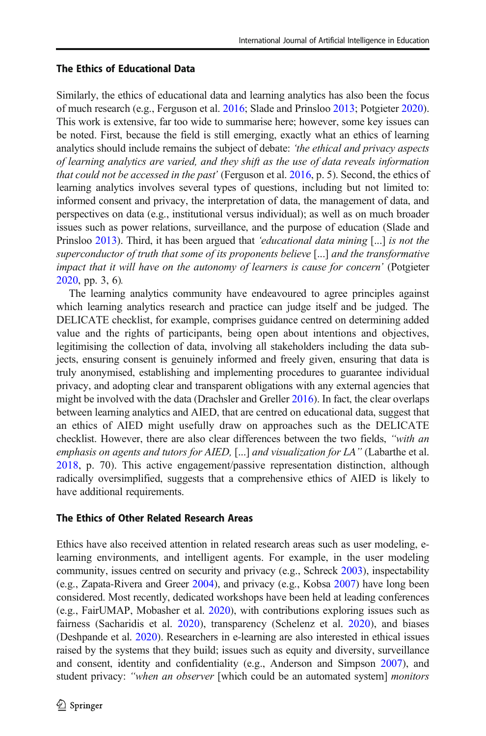### The Ethics of Educational Data

Similarly, the ethics of educational data and learning analytics has also been the focus of much research (e.g., Ferguson et al. 2016; Slade and Prinsloo 2013; Potgieter 2020). This work is extensive, far too wide to summarise here; however, some key issues can be noted. First, because the field is still emerging, exactly what an ethics of learning analytics should include remains the subject of debate: *'the ethical and privacy aspects of learning analytics are varied, and they shift as the use of data reveals information that could not be accessed in the past'* (Ferguson et al. 2016, p. 5). Second, the ethics of learning analytics involves several types of questions, including but not limited to: informed consent and privacy, the interpretation of data, the management of data, and perspectives on data (e.g., institutional versus individual); as well as on much broader issues such as power relations, surveillance, and the purpose of education (Slade and Prinsloo 2013). Third, it has been argued that *'educational data mining* [...] *is not the superconductor of truth that some of its proponents believe* [...] *and the transformative impact that it will have on the autonomy of learners is cause for concern'* (Potgieter 2020, pp. 3, 6).

The learning analytics community have endeavoured to agree principles against which learning analytics research and practice can judge itself and be judged. The DELICATE checklist, for example, comprises guidance centred on determining added value and the rights of participants, being open about intentions and objectives, legitimising the collection of data, involving all stakeholders including the data subjects, ensuring consent is genuinely informed and freely given, ensuring that data is truly anonymised, establishing and implementing procedures to guarantee individual privacy, and adopting clear and transparent obligations with any external agencies that might be involved with the data (Drachsler and Greller 2016). In fact, the clear overlaps between learning analytics and AIED, that are centred on educational data, suggest that an ethics of AIED might usefully draw on approaches such as the DELICATE checklist. However, there are also clear differences between the two fields, *"with an emphasis on agents and tutors for AIED,* [...] *and visualization for LA"* (Labarthe et al. 2018, p. 70). This active engagement/passive representation distinction, although radically oversimplified, suggests that a comprehensive ethics of AIED is likely to have additional requirements.

### The Ethics of Other Related Research Areas

Ethics have also received attention in related research areas such as user modeling, e-learning environments, and intelligent agents. For example, in the user modeling community, issues centred on security and privacy (e.g., Schreck 2003), inspectability (e.g., Zapata-Rivera and Greer 2004), and privacy (e.g., Kobsa 2007) have long been considered. Most recently, dedicated workshops have been held at leading conferences (e.g., FairUMAP, Mobasher et al. 2020), with contributions exploring issues such as fairness (Sacharidis et al. 2020), transparency (Schelenz et al. 2020), and biases (Deshpande et al. 2020). Researchers in e-learning are also interested in ethical issues raised by the systems that they build; issues such as equity and diversity, surveillance and consent, identity and confidentiality (e.g., Anderson and Simpson 2007), and student privacy: *"when an observer* [which could be an automated system] *monitors*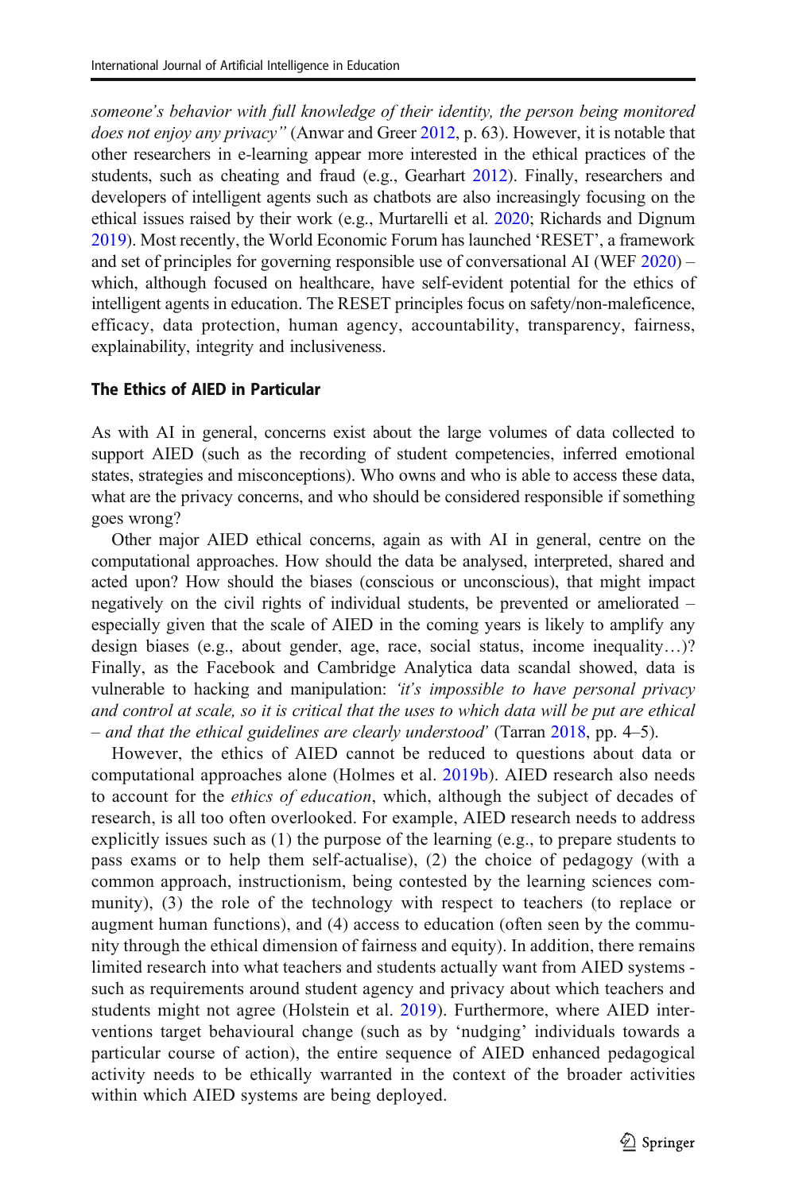*someone's behavior with full knowledge of their identity, the person being monitored does not enjoy any privacy"* (Anwar and Greer 2012, p. 63). However, it is notable that other researchers in e-learning appear more interested in the ethical practices of the students, such as cheating and fraud (e.g., Gearhart 2012). Finally, researchers and developers of intelligent agents such as chatbots are also increasingly focusing on the ethical issues raised by their work (e.g., Murtarelli et al. 2020; Richards and Dignum 2019). Most recently, the World Economic Forum has launched 'RESET', a framework and set of principles for governing responsible use of conversational AI (WEF 2020) – which, although focused on healthcare, have self-evident potential for the ethics of intelligent agents in education. The RESET principles focus on safety/non-maleficence, efficacy, data protection, human agency, accountability, transparency, fairness, explainability, integrity and inclusiveness.

### The Ethics of AIED in Particular

As with AI in general, concerns exist about the large volumes of data collected to support AIED (such as the recording of student competencies, inferred emotional states, strategies and misconceptions). Who owns and who is able to access these data, what are the privacy concerns, and who should be considered responsible if something goes wrong?

Other major AIED ethical concerns, again as with AI in general, centre on the computational approaches. How should the data be analysed, interpreted, shared and acted upon? How should the biases (conscious or unconscious), that might impact negatively on the civil rights of individual students, be prevented or ameliorated – especially given that the scale of AIED in the coming years is likely to amplify any design biases (e.g., about gender, age, race, social status, income inequality…)? Finally, as the Facebook and Cambridge Analytica data scandal showed, data is vulnerable to hacking and manipulation: *'it's impossible to have personal privacy and control at scale, so it is critical that the uses to which data will be put are ethical – and that the ethical guidelines are clearly understood'* (Tarran 2018, pp. 4–5).

However, the ethics of AIED cannot be reduced to questions about data or computational approaches alone (Holmes et al. 2019b). AIED research also needs to account for the *ethics of education*, which, although the subject of decades of research, is all too often overlooked. For example, AIED research needs to address explicitly issues such as (1) the purpose of the learning (e.g., to prepare students to pass exams or to help them self-actualise), (2) the choice of pedagogy (with a common approach, instructionism, being contested by the learning sciences community), (3) the role of the technology with respect to teachers (to replace or augment human functions), and (4) access to education (often seen by the community through the ethical dimension of fairness and equity). In addition, there remains limited research into what teachers and students actually want from AIED systems - such as requirements around student agency and privacy about which teachers and students might not agree (Holstein et al. 2019). Furthermore, where AIED interventions target behavioural change (such as by 'nudging' individuals towards a particular course of action), the entire sequence of AIED enhanced pedagogical activity needs to be ethically warranted in the context of the broader activities within which AIED systems are being deployed.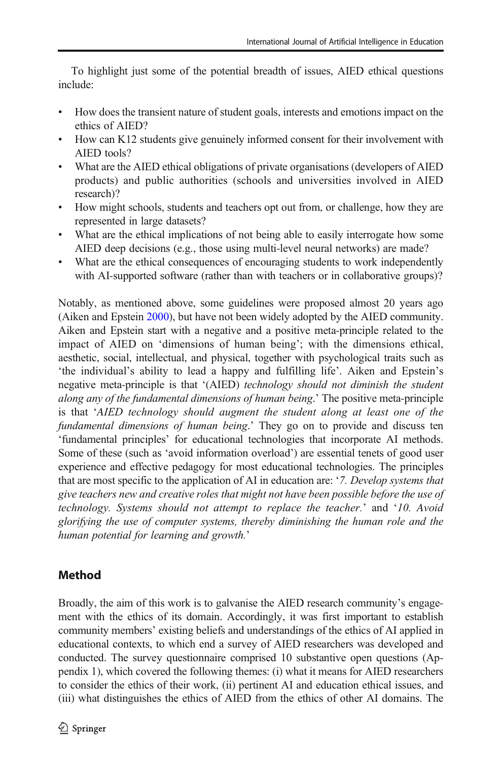To highlight just some of the potential breadth of issues, AIED ethical questions include:

- How does the transient nature of student goals, interests and emotions impact on the ethics of AIED?
- How can K12 students give genuinely informed consent for their involvement with AIED tools?
- What are the AIED ethical obligations of private organisations (developers of AIED products) and public authorities (schools and universities involved in AIED research)?
- How might schools, students and teachers opt out from, or challenge, how they are represented in large datasets?
- What are the ethical implications of not being able to easily interrogate how some AIED deep decisions (e.g., those using multi-level neural networks) are made?
- What are the ethical consequences of encouraging students to work independently with AI-supported software (rather than with teachers or in collaborative groups)?

Notably, as mentioned above, some guidelines were proposed almost 20 years ago (Aiken and Epstein 2000), but have not been widely adopted by the AIED community. Aiken and Epstein start with a negative and a positive meta-principle related to the impact of AIED on 'dimensions of human being'; with the dimensions ethical, aesthetic, social, intellectual, and physical, together with psychological traits such as 'the individual's ability to lead a happy and fulfilling life'. Aiken and Epstein's negative meta-principle is that '(AIED) *technology should not diminish the student along any of the fundamental dimensions of human being*.' The positive meta-principle is that '*AIED technology should augment the student along at least one of the fundamental dimensions of human being*.' They go on to provide and discuss ten 'fundamental principles' for educational technologies that incorporate AI methods. Some of these (such as 'avoid information overload') are essential tenets of good user experience and effective pedagogy for most educational technologies. The principles that are most specific to the application of AI in education are: '*7. Develop systems that give teachers new and creative roles that might not have been possible before the use of technology. Systems should not attempt to replace the teacher.*' and '*10. Avoid glorifying the use of computer systems, thereby diminishing the human role and the human potential for learning and growth.*'

## Method

Broadly, the aim of this work is to galvanise the AIED research community's engagement with the ethics of its domain. Accordingly, it was first important to establish community members' existing beliefs and understandings of the ethics of AI applied in educational contexts, to which end a survey of AIED researchers was developed and conducted. The survey questionnaire comprised 10 substantive open questions (Appendix 1), which covered the following themes: (i) what it means for AIED researchers to consider the ethics of their work, (ii) pertinent AI and education ethical issues, and (iii) what distinguishes the ethics of AIED from the ethics of other AI domains. The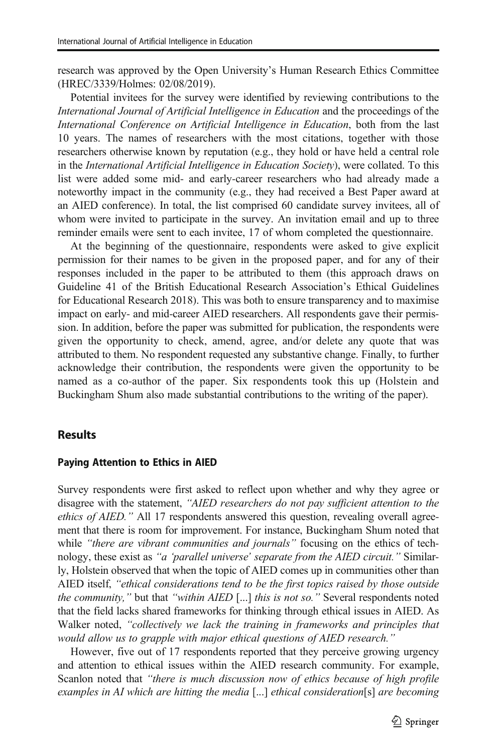research was approved by the Open University's Human Research Ethics Committee (HREC/3339/Holmes: 02/08/2019).

Potential invitees for the survey were identified by reviewing contributions to the *International Journal of Artificial Intelligence in Education* and the proceedings of the *International Conference on Artificial Intelligence in Education*, both from the last 10 years. The names of researchers with the most citations, together with those researchers otherwise known by reputation (e.g., they hold or have held a central role in the *International Artificial Intelligence in Education Society*), were collated. To this list were added some mid- and early-career researchers who had already made a noteworthy impact in the community (e.g., they had received a Best Paper award at an AIED conference). In total, the list comprised 60 candidate survey invitees, all of whom were invited to participate in the survey. An invitation email and up to three reminder emails were sent to each invitee, 17 of whom completed the questionnaire.

At the beginning of the questionnaire, respondents were asked to give explicit permission for their names to be given in the proposed paper, and for any of their responses included in the paper to be attributed to them (this approach draws on Guideline 41 of the British Educational Research Association's Ethical Guidelines for Educational Research 2018). This was both to ensure transparency and to maximise impact on early- and mid-career AIED researchers. All respondents gave their permission. In addition, before the paper was submitted for publication, the respondents were given the opportunity to check, amend, agree, and/or delete any quote that was attributed to them. No respondent requested any substantive change. Finally, to further acknowledge their contribution, the respondents were given the opportunity to be named as a co-author of the paper. Six respondents took this up (Holstein and Buckingham Shum also made substantial contributions to the writing of the paper).

## Results

### Paying Attention to Ethics in AIED

Survey respondents were first asked to reflect upon whether and why they agree or disagree with the statement, *"AIED researchers do not pay sufficient attention to the ethics of AIED."* All 17 respondents answered this question, revealing overall agreement that there is room for improvement. For instance, Buckingham Shum noted that while *"there are vibrant communities and journals"* focusing on the ethics of technology, these exist as *"a 'parallel universe' separate from the AIED circuit."* Similarly, Holstein observed that when the topic of AIED comes up in communities other than AIED itself, *"ethical considerations tend to be the first topics raised by those outside the community,"* but that *"within AIED* [...] *this is not so."* Several respondents noted that the field lacks shared frameworks for thinking through ethical issues in AIED. As Walker noted, *"collectively we lack the training in frameworks and principles that would allow us to grapple with major ethical questions of AIED research."*

However, five out of 17 respondents reported that they perceive growing urgency and attention to ethical issues within the AIED research community. For example, Scanlon noted that *"there is much discussion now of ethics because of high profile examples in AI which are hitting the media* [...] *ethical consideration*[s] *are becoming*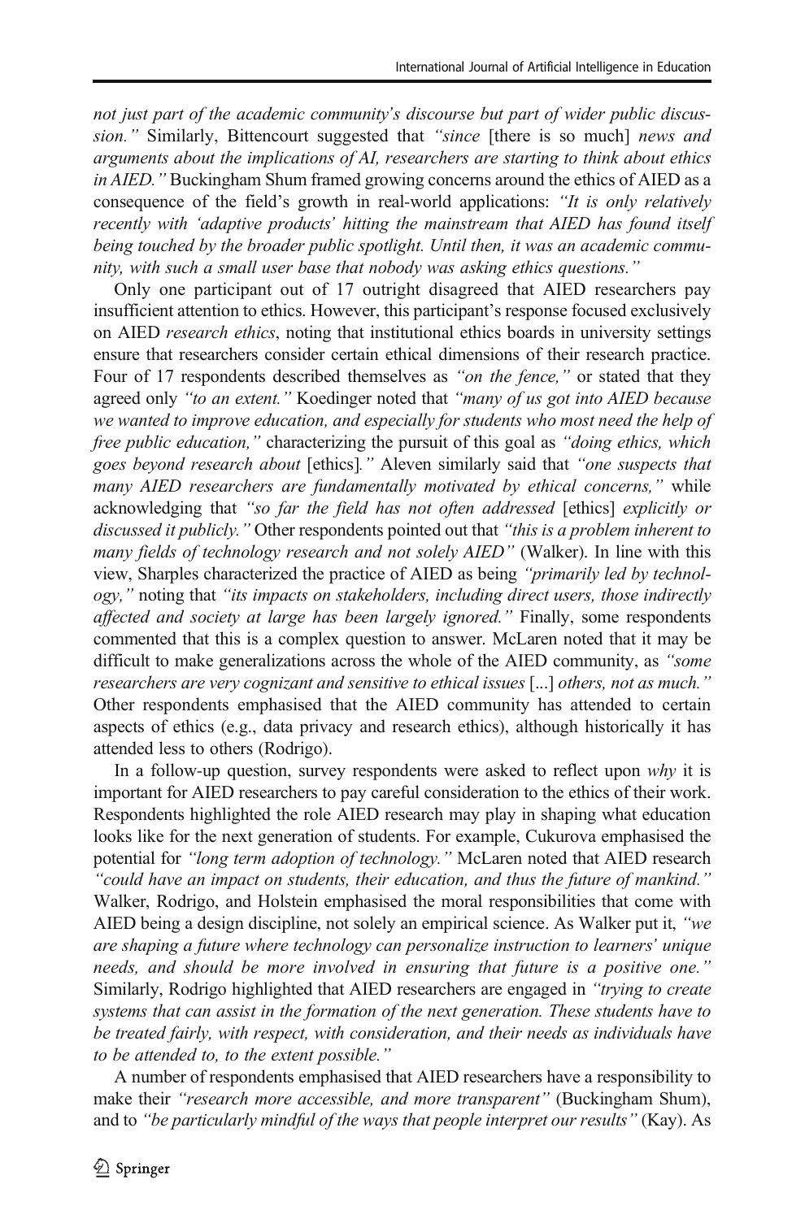*not just part of the academic community's discourse but part of wider public discussion."* Similarly, Bittencourt suggested that *"since* [there is so much] *news and arguments about the implications of AI, researchers are starting to think about ethics in AIED."* Buckingham Shum framed growing concerns around the ethics of AIED as a consequence of the field's growth in real-world applications: *"It is only relatively recently with 'adaptive products' hitting the mainstream that AIED has found itself being touched by the broader public spotlight. Until then, it was an academic community, with such a small user base that nobody was asking ethics questions."*

Only one participant out of 17 outright disagreed that AIED researchers pay insufficient attention to ethics. However, this participant's response focused exclusively on AIED *research ethics*, noting that institutional ethics boards in university settings ensure that researchers consider certain ethical dimensions of their research practice. Four of 17 respondents described themselves as *"on the fence,"* or stated that they agreed only *"to an extent."* Koedinger noted that *"many of us got into AIED because we wanted to improve education, and especially for students who most need the help of free public education,"* characterizing the pursuit of this goal as *"doing ethics, which goes beyond research about* [ethics]*."* Aleven similarly said that *"one suspects that many AIED researchers are fundamentally motivated by ethical concerns,"* while acknowledging that *"so far the field has not often addressed* [ethics] *explicitly or discussed it publicly."* Other respondents pointed out that *"this is a problem inherent to many fields of technology research and not solely AIED"* (Walker). In line with this view, Sharples characterized the practice of AIED as being *"primarily led by technology,"* noting that *"its impacts on stakeholders, including direct users, those indirectly affected and society at large has been largely ignored."* Finally, some respondents commented that this is a complex question to answer. McLaren noted that it may be difficult to make generalizations across the whole of the AIED community, as *"some researchers are very cognizant and sensitive to ethical issues* [...] *others, not as much."* Other respondents emphasised that the AIED community has attended to certain aspects of ethics (e.g., data privacy and research ethics), although historically it has attended less to others (Rodrigo).

In a follow-up question, survey respondents were asked to reflect upon *why* it is important for AIED researchers to pay careful consideration to the ethics of their work. Respondents highlighted the role AIED research may play in shaping what education looks like for the next generation of students. For example, Cukurova emphasised the potential for *"long term adoption of technology."* McLaren noted that AIED research *"could have an impact on students, their education, and thus the future of mankind."* Walker, Rodrigo, and Holstein emphasised the moral responsibilities that come with AIED being a design discipline, not solely an empirical science. As Walker put it, *"we are shaping a future where technology can personalize instruction to learners' unique needs, and should be more involved in ensuring that future is a positive one."* Similarly, Rodrigo highlighted that AIED researchers are engaged in *"trying to create systems that can assist in the formation of the next generation. These students have to be treated fairly, with respect, with consideration, and their needs as individuals have to be attended to, to the extent possible."*

A number of respondents emphasised that AIED researchers have a responsibility to make their *"research more accessible, and more transparent"* (Buckingham Shum), and to *"be particularly mindful of the ways that people interpret our results"* (Kay). As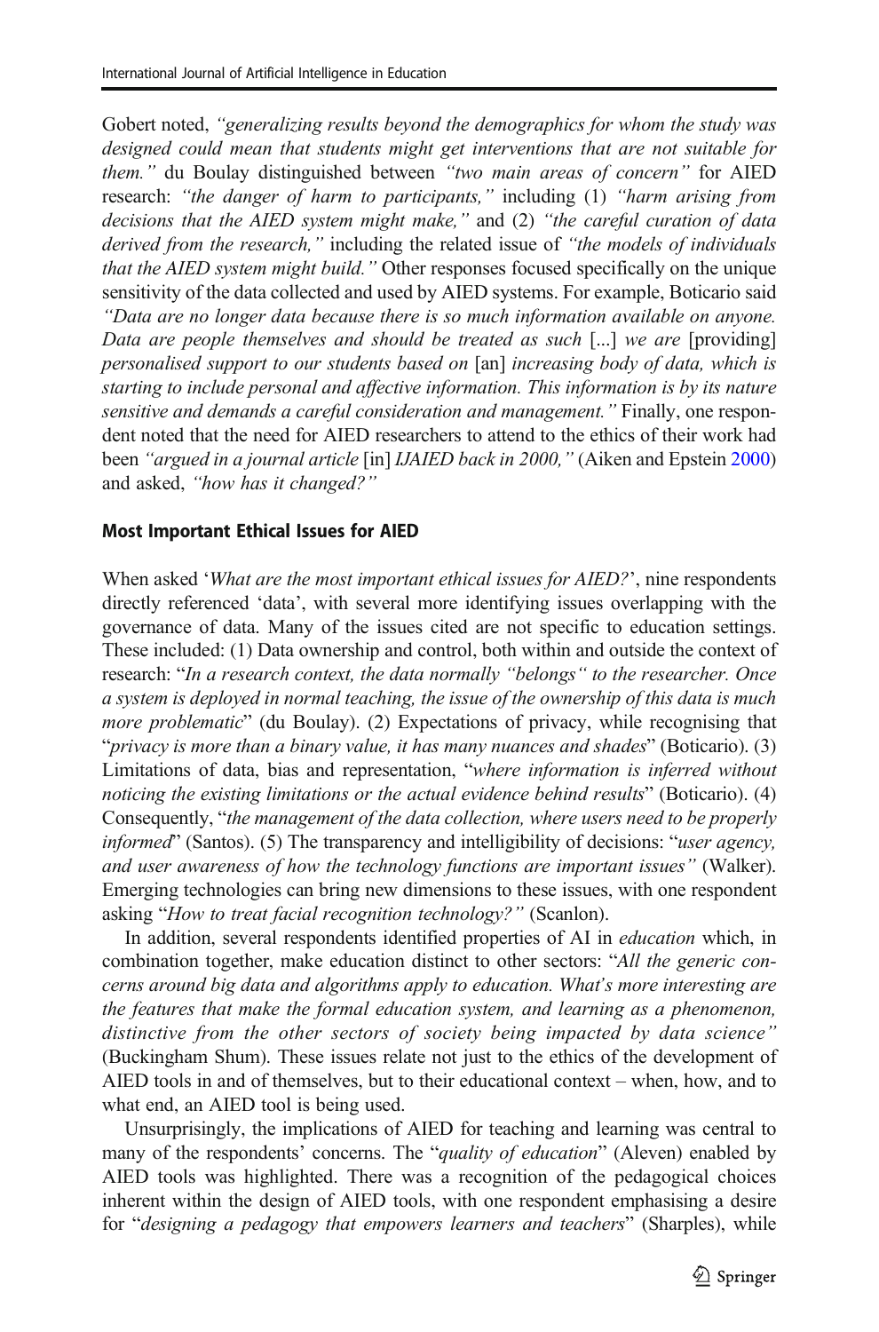Gobert noted, *"generalizing results beyond the demographics for whom the study was designed could mean that students might get interventions that are not suitable for them."* du Boulay distinguished between *"two main areas of concern"* for AIED research: *"the danger of harm to participants,"* including (1) *"harm arising from decisions that the AIED system might make,"* and (2) *"the careful curation of data derived from the research,"* including the related issue of *"the models of individuals that the AIED system might build."* Other responses focused specifically on the unique sensitivity of the data collected and used by AIED systems. For example, Boticario said *"Data are no longer data because there is so much information available on anyone. Data are people themselves and should be treated as such* [...] *we are* [providing] *personalised support to our students based on* [an] *increasing body of data, which is starting to include personal and affective information. This information is by its nature sensitive and demands a careful consideration and management."* Finally, one respondent noted that the need for AIED researchers to attend to the ethics of their work had been *"argued in a journal article* [in] *IJAIED back in 2000,"* (Aiken and Epstein 2000) and asked, *"how has it changed?"*

### Most Important Ethical Issues for AIED

When asked '*What are the most important ethical issues for AIED?*', nine respondents directly referenced 'data', with several more identifying issues overlapping with the governance of data. Many of the issues cited are not specific to education settings. These included: (1) Data ownership and control, both within and outside the context of research: "*In a research context, the data normally "belongs" to the researcher. Once a system is deployed in normal teaching, the issue of the ownership of this data is much more problematic*" (du Boulay). (2) Expectations of privacy, while recognising that "*privacy is more than a binary value, it has many nuances and shades*" (Boticario). (3) Limitations of data, bias and representation, "*where information is inferred without noticing the existing limitations or the actual evidence behind results*" (Boticario). (4) Consequently, "*the management of the data collection, where users need to be properly informed*" (Santos). (5) The transparency and intelligibility of decisions: "*user agency, and user awareness of how the technology functions are important issues"* (Walker). Emerging technologies can bring new dimensions to these issues, with one respondent asking "*How to treat facial recognition technology?"* (Scanlon).

In addition, several respondents identified properties of AI in *education* which, in combination together, make education distinct to other sectors: "*All the generic concerns around big data and algorithms apply to education. What's more interesting are the features that make the formal education system, and learning as a phenomenon, distinctive from the other sectors of society being impacted by data science"* (Buckingham Shum). These issues relate not just to the ethics of the development of AIED tools in and of themselves, but to their educational context – when, how, and to what end, an AIED tool is being used.

Unsurprisingly, the implications of AIED for teaching and learning was central to many of the respondents' concerns. The "*quality of education*" (Aleven) enabled by AIED tools was highlighted. There was a recognition of the pedagogical choices inherent within the design of AIED tools, with one respondent emphasising a desire for "*designing a pedagogy that empowers learners and teachers*" (Sharples), while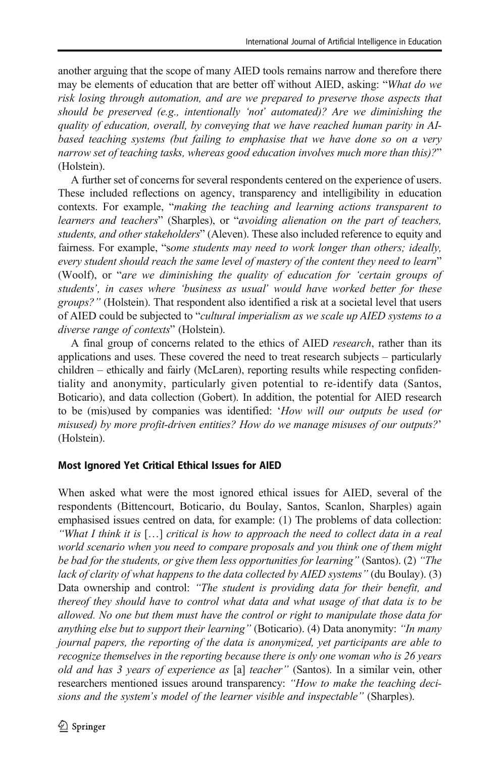another arguing that the scope of many AIED tools remains narrow and therefore there may be elements of education that are better off without AIED, asking: "*What do we risk losing through automation, and are we prepared to preserve those aspects that should be preserved (e.g., intentionally 'not' automated)? Are we diminishing the quality of education, overall, by conveying that we have reached human parity in AI-based teaching systems (but failing to emphasise that we have done so on a very narrow set of teaching tasks, whereas good education involves much more than this)?*" (Holstein).

A further set of concerns for several respondents centered on the experience of users. These included reflections on agency, transparency and intelligibility in education contexts. For example, "*making the teaching and learning actions transparent to learners and teachers*" (Sharples), or "*avoiding alienation on the part of teachers, students, and other stakeholders*" (Aleven). These also included reference to equity and fairness. For example, "*some students may need to work longer than others; ideally, every student should reach the same level of mastery of the content they need to learn*" (Woolf), or "*are we diminishing the quality of education for 'certain groups of students', in cases where 'business as usual' would have worked better for these groups?*" (Holstein). That respondent also identified a risk at a societal level that users of AIED could be subjected to "*cultural imperialism as we scale up AIED systems to a diverse range of contexts*" (Holstein).

A final group of concerns related to the ethics of AIED *research*, rather than its applications and uses. These covered the need to treat research subjects – particularly children – ethically and fairly (McLaren), reporting results while respecting confidentiality and anonymity, particularly given potential to re-identify data (Santos, Boticario), and data collection (Gobert). In addition, the potential for AIED research to be (mis)used by companies was identified: '*How will our outputs be used (or misused) by more profit-driven entities? How do we manage misuses of our outputs?*' (Holstein).

### Most Ignored Yet Critical Ethical Issues for AIED

When asked what were the most ignored ethical issues for AIED, several of the respondents (Bittencourt, Boticario, du Boulay, Santos, Scanlon, Sharples) again emphasised issues centred on data, for example: (1) The problems of data collection: *"What I think it is* […] *critical is how to approach the need to collect data in a real world scenario when you need to compare proposals and you think one of them might be bad for the students, or give them less opportunities for learning"* (Santos). (2) *"The lack of clarity of what happens to the data collected by AIED systems"* (du Boulay). (3) Data ownership and control: *"The student is providing data for their benefit, and thereof they should have to control what data and what usage of that data is to be allowed. No one but them must have the control or right to manipulate those data for anything else but to support their learning"* (Boticario). (4) Data anonymity: *"In many journal papers, the reporting of the data is anonymized, yet participants are able to recognize themselves in the reporting because there is only one woman who is 26 years old and has 3 years of experience as* [a] *teacher"* (Santos). In a similar vein, other researchers mentioned issues around transparency: *"How to make the teaching decisions and the system's model of the learner visible and inspectable"* (Sharples).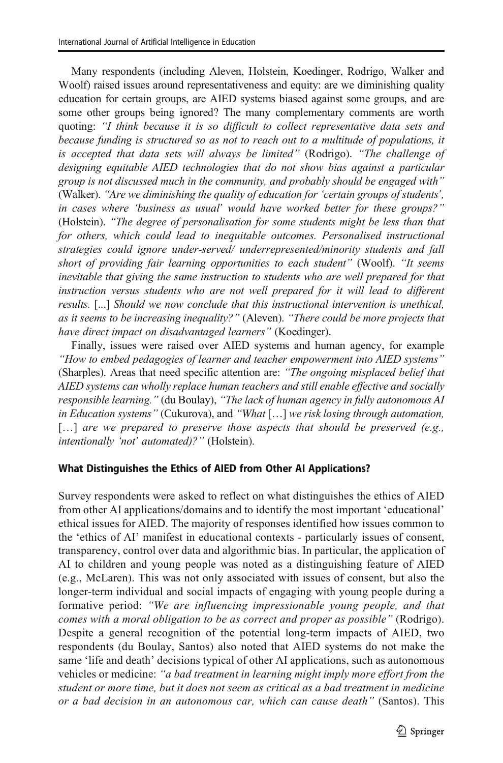Many respondents (including Aleven, Holstein, Koedinger, Rodrigo, Walker and Woolf) raised issues around representativeness and equity: are we diminishing quality education for certain groups, are AIED systems biased against some groups, and are some other groups being ignored? The many complementary comments are worth quoting: *"I think because it is so difficult to collect representative data sets and because funding is structured so as not to reach out to a multitude of populations, it is accepted that data sets will always be limited"* (Rodrigo). *"The challenge of designing equitable AIED technologies that do not show bias against a particular group is not discussed much in the community, and probably should be engaged with"* (Walker). *"Are we diminishing the quality of education for 'certain groups of students', in cases where 'business as usual' would have worked better for these groups?"* (Holstein). *"The degree of personalisation for some students might be less than that for others, which could lead to inequitable outcomes. Personalised instructional strategies could ignore under-served/ underrepresented/minority students and fall short of providing fair learning opportunities to each student"* (Woolf). *"It seems inevitable that giving the same instruction to students who are well prepared for that instruction versus students who are not well prepared for it will lead to different results.* [...] *Should we now conclude that this instructional intervention is unethical, as it seems to be increasing inequality?"* (Aleven). *"There could be more projects that have direct impact on disadvantaged learners"* (Koedinger).

Finally, issues were raised over AIED systems and human agency, for example *"How to embed pedagogies of learner and teacher empowerment into AIED systems"* (Sharples). Areas that need specific attention are: *"The ongoing misplaced belief that AIED systems can wholly replace human teachers and still enable effective and socially responsible learning."* (du Boulay), *"The lack of human agency in fully autonomous AI in Education systems"* (Cukurova), and *"What* […] *we risk losing through automation,* […] *are we prepared to preserve those aspects that should be preserved (e.g., intentionally 'not' automated)?"* (Holstein).

### What Distinguishes the Ethics of AIED from Other AI Applications?

Survey respondents were asked to reflect on what distinguishes the ethics of AIED from other AI applications/domains and to identify the most important 'educational' ethical issues for AIED. The majority of responses identified how issues common to the 'ethics of AI' manifest in educational contexts - particularly issues of consent, transparency, control over data and algorithmic bias. In particular, the application of AI to children and young people was noted as a distinguishing feature of AIED (e.g., McLaren). This was not only associated with issues of consent, but also the longer-term individual and social impacts of engaging with young people during a formative period: *"We are influencing impressionable young people, and that comes with a moral obligation to be as correct and proper as possible"* (Rodrigo). Despite a general recognition of the potential long-term impacts of AIED, two respondents (du Boulay, Santos) also noted that AIED systems do not make the same 'life and death' decisions typical of other AI applications, such as autonomous vehicles or medicine: *"a bad treatment in learning might imply more effort from the student or more time, but it does not seem as critical as a bad treatment in medicine or a bad decision in an autonomous car, which can cause death"* (Santos). This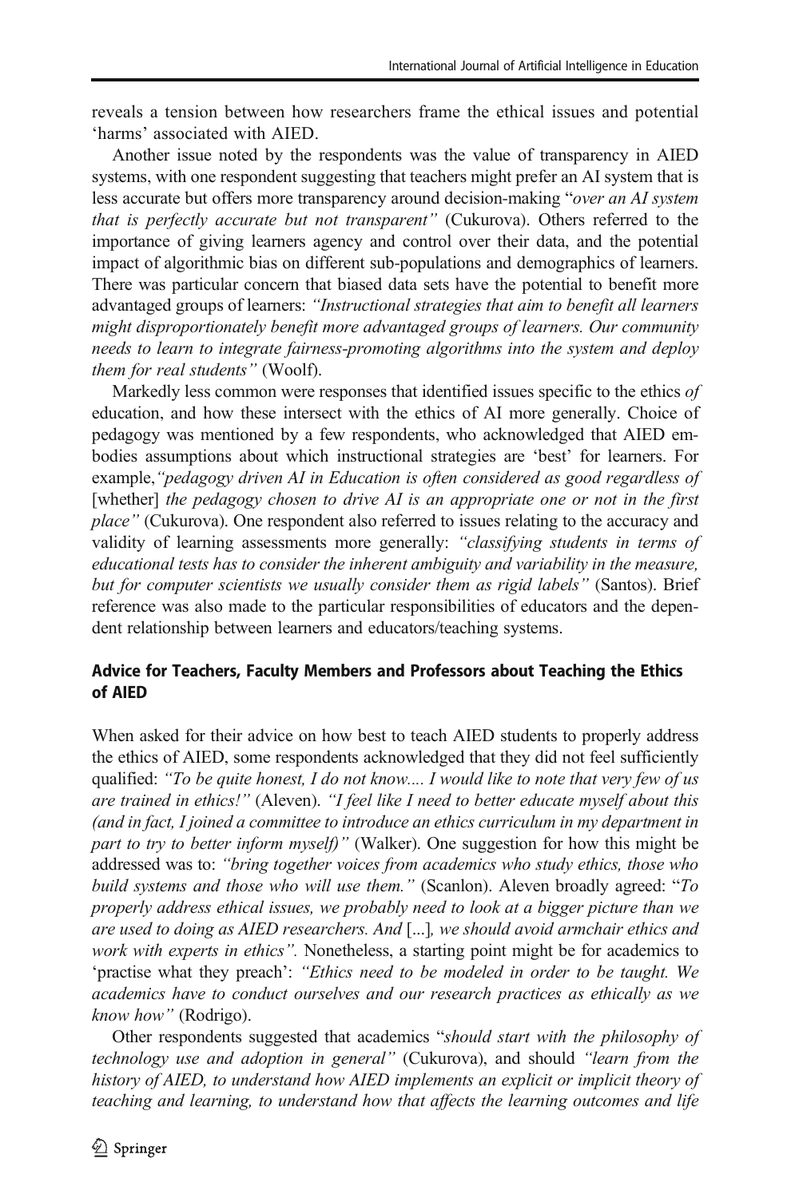reveals a tension between how researchers frame the ethical issues and potential 'harms' associated with AIED.

Another issue noted by the respondents was the value of transparency in AIED systems, with one respondent suggesting that teachers might prefer an AI system that is less accurate but offers more transparency around decision-making "*over an AI system that is perfectly accurate but not transparent*" (Cukurova). Others referred to the importance of giving learners agency and control over their data, and the potential impact of algorithmic bias on different sub-populations and demographics of learners. There was particular concern that biased data sets have the potential to benefit more advantaged groups of learners: *"Instructional strategies that aim to benefit all learners might disproportionately benefit more advantaged groups of learners. Our community needs to learn to integrate fairness-promoting algorithms into the system and deploy them for real students"* (Woolf).

Markedly less common were responses that identified issues specific to the ethics *of* education, and how these intersect with the ethics of AI more generally. Choice of pedagogy was mentioned by a few respondents, who acknowledged that AIED embodies assumptions about which instructional strategies are 'best' for learners. For example,*"pedagogy driven AI in Education is often considered as good regardless of* [whether] *the pedagogy chosen to drive AI is an appropriate one or not in the first place"* (Cukurova). One respondent also referred to issues relating to the accuracy and validity of learning assessments more generally: *"classifying students in terms of educational tests has to consider the inherent ambiguity and variability in the measure, but for computer scientists we usually consider them as rigid labels"* (Santos). Brief reference was also made to the particular responsibilities of educators and the dependent relationship between learners and educators/teaching systems.

### Advice for Teachers, Faculty Members and Professors about Teaching the Ethics of AIED

When asked for their advice on how best to teach AIED students to properly address the ethics of AIED, some respondents acknowledged that they did not feel sufficiently qualified: *"To be quite honest, I do not know.... I would like to note that very few of us are trained in ethics!"* (Aleven). *"I feel like I need to better educate myself about this (and in fact, I joined a committee to introduce an ethics curriculum in my department in part to try to better inform myself)"* (Walker). One suggestion for how this might be addressed was to: *"bring together voices from academics who study ethics, those who build systems and those who will use them."* (Scanlon). Aleven broadly agreed: "*To properly address ethical issues, we probably need to look at a bigger picture than we are used to doing as AIED researchers. And* [...]*, we should avoid armchair ethics and work with experts in ethics*". Nonetheless, a starting point might be for academics to 'practise what they preach': *"Ethics need to be modeled in order to be taught. We academics have to conduct ourselves and our research practices as ethically as we know how"* (Rodrigo).

Other respondents suggested that academics "*should start with the philosophy of technology use and adoption in general*" (Cukurova), and should *"learn from the history of AIED, to understand how AIED implements an explicit or implicit theory of teaching and learning, to understand how that affects the learning outcomes and life*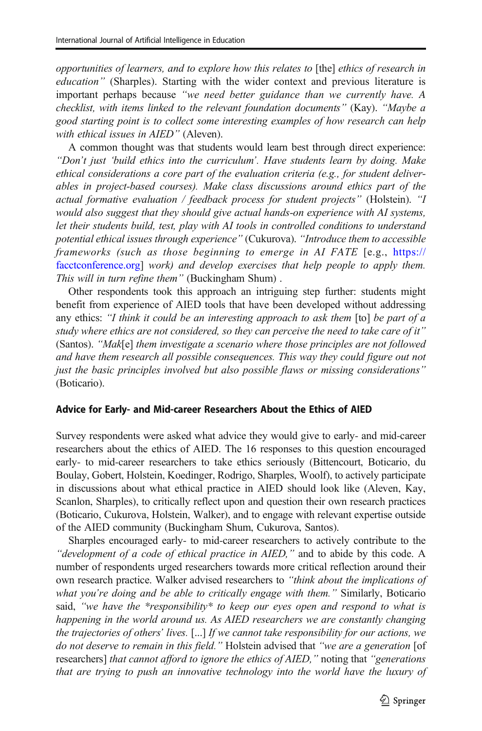*opportunities of learners, and to explore how this relates to* [the] *ethics of research in education"* (Sharples). Starting with the wider context and previous literature is important perhaps because *"we need better guidance than we currently have. A checklist, with items linked to the relevant foundation documents"* (Kay). *"Maybe a good starting point is to collect some interesting examples of how research can help with ethical issues in AIED"* (Aleven).

A common thought was that students would learn best through direct experience: *"Don't just 'build ethics into the curriculum'. Have students learn by doing. Make ethical considerations a core part of the evaluation criteria (e.g., for student deliverables in project-based courses). Make class discussions around ethics part of the actual formative evaluation / feedback process for student projects"* (Holstein). *"I would also suggest that they should give actual hands-on experience with AI systems, let their students build, test, play with AI tools in controlled conditions to understand potential ethical issues through experience"* (Cukurova). *"Introduce them to accessible frameworks (such as those beginning to emerge in AI FATE* [e.g., https://facctconference.org] *work) and develop exercises that help people to apply them. This will in turn refine them"* (Buckingham Shum) .

Other respondents took this approach an intriguing step further: students might benefit from experience of AIED tools that have been developed without addressing any ethics: *"I think it could be an interesting approach to ask them* [to] *be part of a study where ethics are not considered, so they can perceive the need to take care of it"* (Santos). *"Mak*[e] *them investigate a scenario where those principles are not followed and have them research all possible consequences. This way they could figure out not just the basic principles involved but also possible flaws or missing considerations"* (Boticario).

### Advice for Early- and Mid-career Researchers About the Ethics of AIED

Survey respondents were asked what advice they would give to early- and mid-career researchers about the ethics of AIED. The 16 responses to this question encouraged early- to mid-career researchers to take ethics seriously (Bittencourt, Boticario, du Boulay, Gobert, Holstein, Koedinger, Rodrigo, Sharples, Woolf), to actively participate in discussions about what ethical practice in AIED should look like (Aleven, Kay, Scanlon, Sharples), to critically reflect upon and question their own research practices (Boticario, Cukurova, Holstein, Walker), and to engage with relevant expertise outside of the AIED community (Buckingham Shum, Cukurova, Santos).

Sharples encouraged early- to mid-career researchers to actively contribute to the *"development of a code of ethical practice in AIED,"* and to abide by this code. A number of respondents urged researchers towards more critical reflection around their own research practice. Walker advised researchers to *"think about the implications of what you're doing and be able to critically engage with them."* Similarly, Boticario said, *"we have the *responsibility* to keep our eyes open and respond to what is happening in the world around us. As AIED researchers we are constantly changing the trajectories of others' lives.* [...] *If we cannot take responsibility for our actions, we do not deserve to remain in this field."* Holstein advised that *"we are a generation* [of researchers] *that cannot afford to ignore the ethics of AIED,"* noting that *"generations that are trying to push an innovative technology into the world have the luxury of*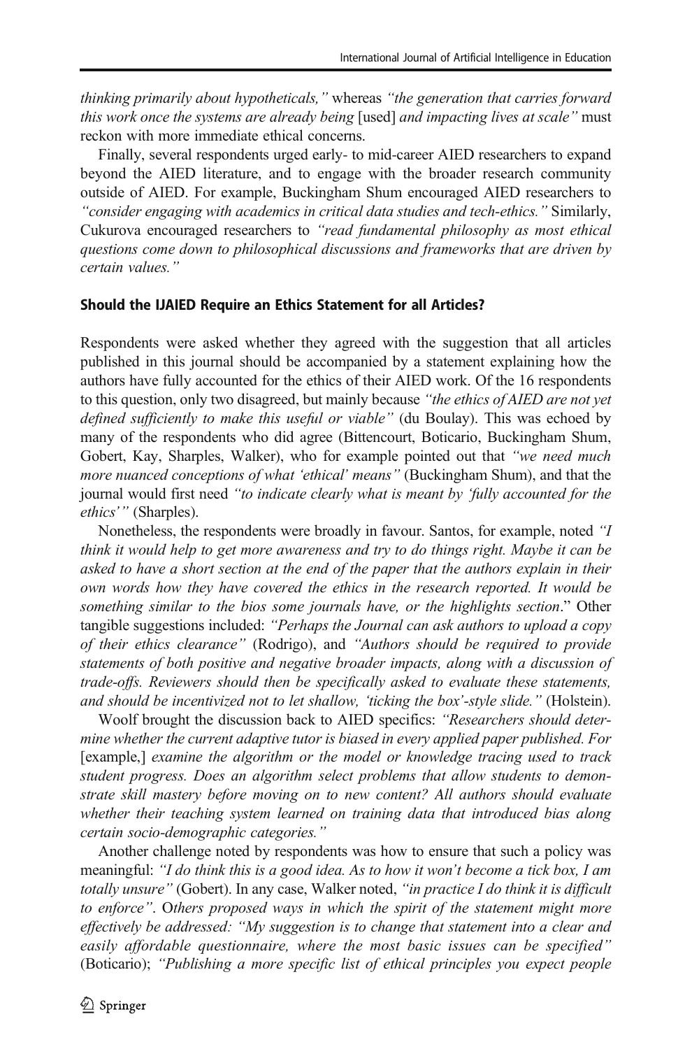*thinking primarily about hypotheticals,"* whereas *"the generation that carries forward this work once the systems are already being* [used] *and impacting lives at scale"* must reckon with more immediate ethical concerns.

Finally, several respondents urged early- to mid-career AIED researchers to expand beyond the AIED literature, and to engage with the broader research community outside of AIED. For example, Buckingham Shum encouraged AIED researchers to *"consider engaging with academics in critical data studies and tech-ethics."* Similarly, Cukurova encouraged researchers to *"read fundamental philosophy as most ethical questions come down to philosophical discussions and frameworks that are driven by certain values."*

### Should the IJAIED Require an Ethics Statement for all Articles?

Respondents were asked whether they agreed with the suggestion that all articles published in this journal should be accompanied by a statement explaining how the authors have fully accounted for the ethics of their AIED work. Of the 16 respondents to this question, only two disagreed, but mainly because *"the ethics of AIED are not yet defined sufficiently to make this useful or viable"* (du Boulay). This was echoed by many of the respondents who did agree (Bittencourt, Boticario, Buckingham Shum, Gobert, Kay, Sharples, Walker), who for example pointed out that *"we need much more nuanced conceptions of what 'ethical' means"* (Buckingham Shum), and that the journal would first need *"to indicate clearly what is meant by 'fully accounted for the ethics'"* (Sharples).

Nonetheless, the respondents were broadly in favour. Santos, for example, noted *"I think it would help to get more awareness and try to do things right. Maybe it can be asked to have a short section at the end of the paper that the authors explain in their own words how they have covered the ethics in the research reported. It would be something similar to the bios some journals have, or the highlights section*." Other tangible suggestions included: *"Perhaps the Journal can ask authors to upload a copy of their ethics clearance"* (Rodrigo), and *"Authors should be required to provide statements of both positive and negative broader impacts, along with a discussion of trade-offs. Reviewers should then be specifically asked to evaluate these statements, and should be incentivized not to let shallow, 'ticking the box'-style slide."* (Holstein).

Woolf brought the discussion back to AIED specifics: *"Researchers should determine whether the current adaptive tutor is biased in every applied paper published. For* [example,] *examine the algorithm or the model or knowledge tracing used to track student progress. Does an algorithm select problems that allow students to demonstrate skill mastery before moving on to new content? All authors should evaluate whether their teaching system learned on training data that introduced bias along certain socio-demographic categories."*

Another challenge noted by respondents was how to ensure that such a policy was meaningful: *"I do think this is a good idea. As to how it won't become a tick box, I am totally unsure"* (Gobert). In any case, Walker noted, *"in practice I do think it is difficult to enforce"*. Others proposed ways in which the spirit of the statement might more effectively be addressed: *"My suggestion is to change that statement into a clear and easily affordable questionnaire, where the most basic issues can be specified"* (Boticario); *"Publishing a more specific list of ethical principles you expect people*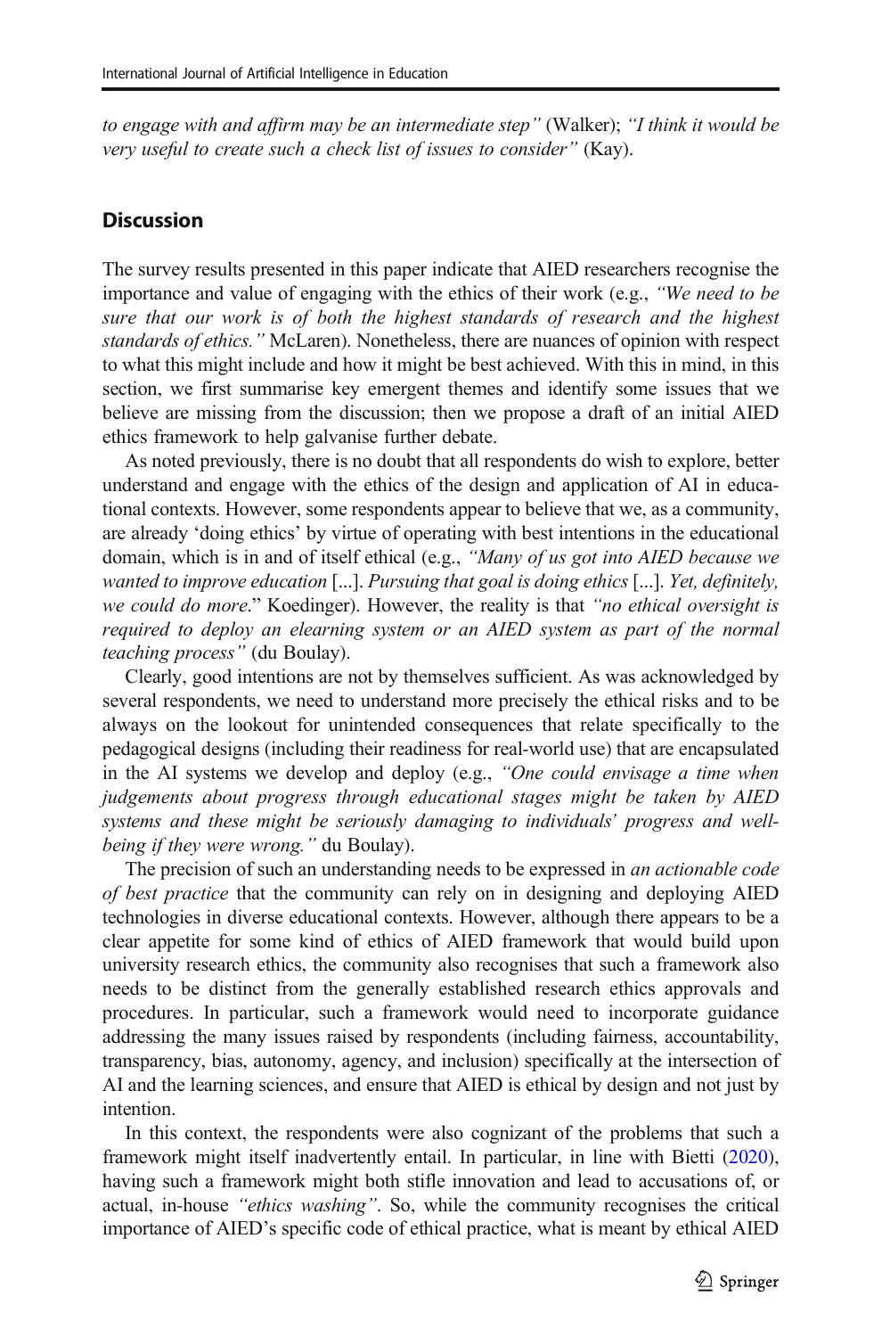*to engage with and affirm may be an intermediate step"* (Walker); *"I think it would be very useful to create such a check list of issues to consider"* (Kay).

## Discussion

The survey results presented in this paper indicate that AIED researchers recognise the importance and value of engaging with the ethics of their work (e.g., *"We need to be sure that our work is of both the highest standards of research and the highest standards of ethics."* McLaren). Nonetheless, there are nuances of opinion with respect to what this might include and how it might be best achieved. With this in mind, in this section, we first summarise key emergent themes and identify some issues that we believe are missing from the discussion; then we propose a draft of an initial AIED ethics framework to help galvanise further debate.

As noted previously, there is no doubt that all respondents do wish to explore, better understand and engage with the ethics of the design and application of AI in educational contexts. However, some respondents appear to believe that we, as a community, are already 'doing ethics' by virtue of operating with best intentions in the educational domain, which is in and of itself ethical (e.g., *"Many of us got into AIED because we wanted to improve education* [...]. *Pursuing that goal is doing ethics* [...]. *Yet, definitely, we could do more*." Koedinger). However, the reality is that *"no ethical oversight is required to deploy an elearning system or an AIED system as part of the normal teaching process"* (du Boulay).

Clearly, good intentions are not by themselves sufficient. As was acknowledged by several respondents, we need to understand more precisely the ethical risks and to be always on the lookout for unintended consequences that relate specifically to the pedagogical designs (including their readiness for real-world use) that are encapsulated in the AI systems we develop and deploy (e.g., *"One could envisage a time when judgements about progress through educational stages might be taken by AIED systems and these might be seriously damaging to individuals' progress and well-being if they were wrong."* du Boulay).

The precision of such an understanding needs to be expressed in *an actionable code of best practice* that the community can rely on in designing and deploying AIED technologies in diverse educational contexts. However, although there appears to be a clear appetite for some kind of ethics of AIED framework that would build upon university research ethics, the community also recognises that such a framework also needs to be distinct from the generally established research ethics approvals and procedures. In particular, such a framework would need to incorporate guidance addressing the many issues raised by respondents (including fairness, accountability, transparency, bias, autonomy, agency, and inclusion) specifically at the intersection of AI and the learning sciences, and ensure that AIED is ethical by design and not just by intention.

In this context, the respondents were also cognizant of the problems that such a framework might itself inadvertently entail. In particular, in line with Bietti (2020), having such a framework might both stifle innovation and lead to accusations of, or actual, in-house *"ethics washing"*. So, while the community recognises the critical importance of AIED's specific code of ethical practice, what is meant by ethical AIED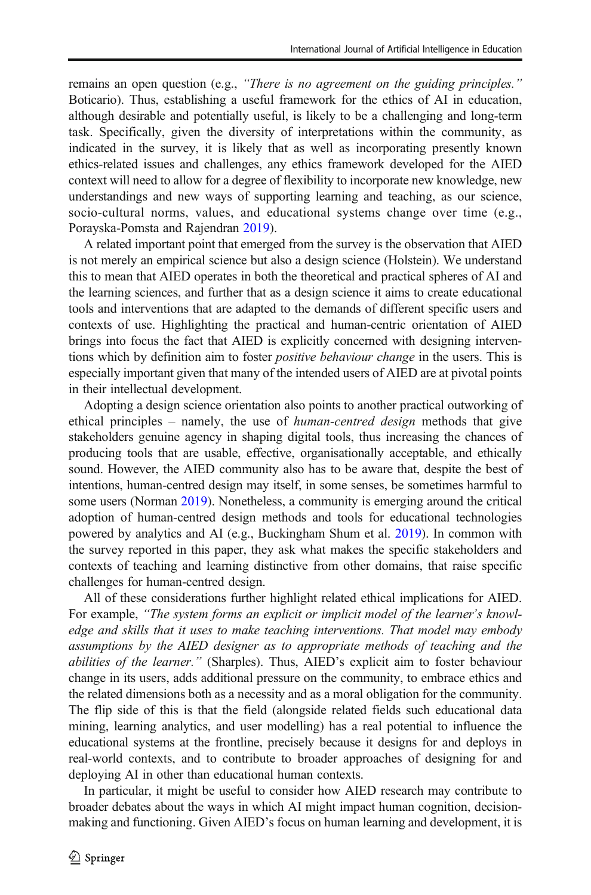remains an open question (e.g., *"There is no agreement on the guiding principles."* Boticario). Thus, establishing a useful framework for the ethics of AI in education, although desirable and potentially useful, is likely to be a challenging and long-term task. Specifically, given the diversity of interpretations within the community, as indicated in the survey, it is likely that as well as incorporating presently known ethics-related issues and challenges, any ethics framework developed for the AIED context will need to allow for a degree of flexibility to incorporate new knowledge, new understandings and new ways of supporting learning and teaching, as our science, socio-cultural norms, values, and educational systems change over time (e.g., Porayska-Pomsta and Rajendran 2019).

A related important point that emerged from the survey is the observation that AIED is not merely an empirical science but also a design science (Holstein). We understand this to mean that AIED operates in both the theoretical and practical spheres of AI and the learning sciences, and further that as a design science it aims to create educational tools and interventions that are adapted to the demands of different specific users and contexts of use. Highlighting the practical and human-centric orientation of AIED brings into focus the fact that AIED is explicitly concerned with designing interventions which by definition aim to foster *positive behaviour change* in the users. This is especially important given that many of the intended users of AIED are at pivotal points in their intellectual development.

Adopting a design science orientation also points to another practical outworking of ethical principles – namely, the use of *human-centred design* methods that give stakeholders genuine agency in shaping digital tools, thus increasing the chances of producing tools that are usable, effective, organisationally acceptable, and ethically sound. However, the AIED community also has to be aware that, despite the best of intentions, human-centred design may itself, in some senses, be sometimes harmful to some users (Norman 2019). Nonetheless, a community is emerging around the critical adoption of human-centred design methods and tools for educational technologies powered by analytics and AI (e.g., Buckingham Shum et al. 2019). In common with the survey reported in this paper, they ask what makes the specific stakeholders and contexts of teaching and learning distinctive from other domains, that raise specific challenges for human-centred design.

All of these considerations further highlight related ethical implications for AIED. For example, *"The system forms an explicit or implicit model of the learner's knowledge and skills that it uses to make teaching interventions. That model may embody assumptions by the AIED designer as to appropriate methods of teaching and the abilities of the learner."* (Sharples). Thus, AIED's explicit aim to foster behaviour change in its users, adds additional pressure on the community, to embrace ethics and the related dimensions both as a necessity and as a moral obligation for the community. The flip side of this is that the field (alongside related fields such educational data mining, learning analytics, and user modelling) has a real potential to influence the educational systems at the frontline, precisely because it designs for and deploys in real-world contexts, and to contribute to broader approaches of designing for and deploying AI in other than educational human contexts.

In particular, it might be useful to consider how AIED research may contribute to broader debates about the ways in which AI might impact human cognition, decision-making and functioning. Given AIED's focus on human learning and development, it is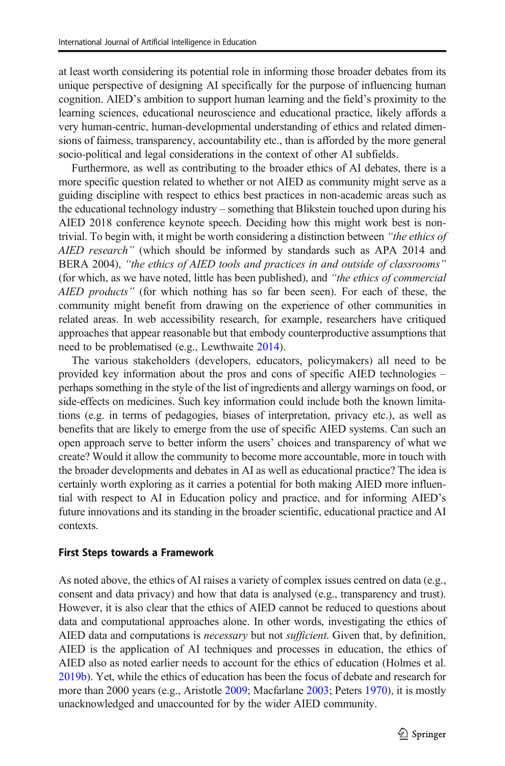at least worth considering its potential role in informing those broader debates from its unique perspective of designing AI specifically for the purpose of influencing human cognition. AIED's ambition to support human learning and the field's proximity to the learning sciences, educational neuroscience and educational practice, likely affords a very human-centric, human-developmental understanding of ethics and related dimensions of fairness, transparency, accountability etc., than is afforded by the more general socio-political and legal considerations in the context of other AI subfields.

Furthermore, as well as contributing to the broader ethics of AI debates, there is a more specific question related to whether or not AIED as community might serve as a guiding discipline with respect to ethics best practices in non-academic areas such as the educational technology industry – something that Blikstein touched upon during his AIED 2018 conference keynote speech. Deciding how this might work best is non-trivial. To begin with, it might be worth considering a distinction between *"the ethics of AIED research"* (which should be informed by standards such as APA 2014 and BERA 2004), *"the ethics of AIED tools and practices in and outside of classrooms"* (for which, as we have noted, little has been published), and *"the ethics of commercial AIED products"* (for which nothing has so far been seen). For each of these, the community might benefit from drawing on the experience of other communities in related areas. In web accessibility research, for example, researchers have critiqued approaches that appear reasonable but that embody counterproductive assumptions that need to be problematised (e.g., Lewthwaite 2014).

The various stakeholders (developers, educators, policymakers) all need to be provided key information about the pros and cons of specific AIED technologies – perhaps something in the style of the list of ingredients and allergy warnings on food, or side-effects on medicines. Such key information could include both the known limitations (e.g. in terms of pedagogies, biases of interpretation, privacy etc.), as well as benefits that are likely to emerge from the use of specific AIED systems. Can such an open approach serve to better inform the users' choices and transparency of what we create? Would it allow the community to become more accountable, more in touch with the broader developments and debates in AI as well as educational practice? The idea is certainly worth exploring as it carries a potential for both making AIED more influential with respect to AI in Education policy and practice, and for informing AIED's future innovations and its standing in the broader scientific, educational practice and AI contexts.

### First Steps towards a Framework

As noted above, the ethics of AI raises a variety of complex issues centred on data (e.g., consent and data privacy) and how that data is analysed (e.g., transparency and trust). However, it is also clear that the ethics of AIED cannot be reduced to questions about data and computational approaches alone. In other words, investigating the ethics of AIED data and computations is *necessary* but not *sufficient*. Given that, by definition, AIED is the application of AI techniques and processes in education, the ethics of AIED also as noted earlier needs to account for the ethics of education (Holmes et al. 2019b). Yet, while the ethics of education has been the focus of debate and research for more than 2000 years (e.g., Aristotle 2009; Macfarlane 2003; Peters 1970), it is mostly unacknowledged and unaccounted for by the wider AIED community.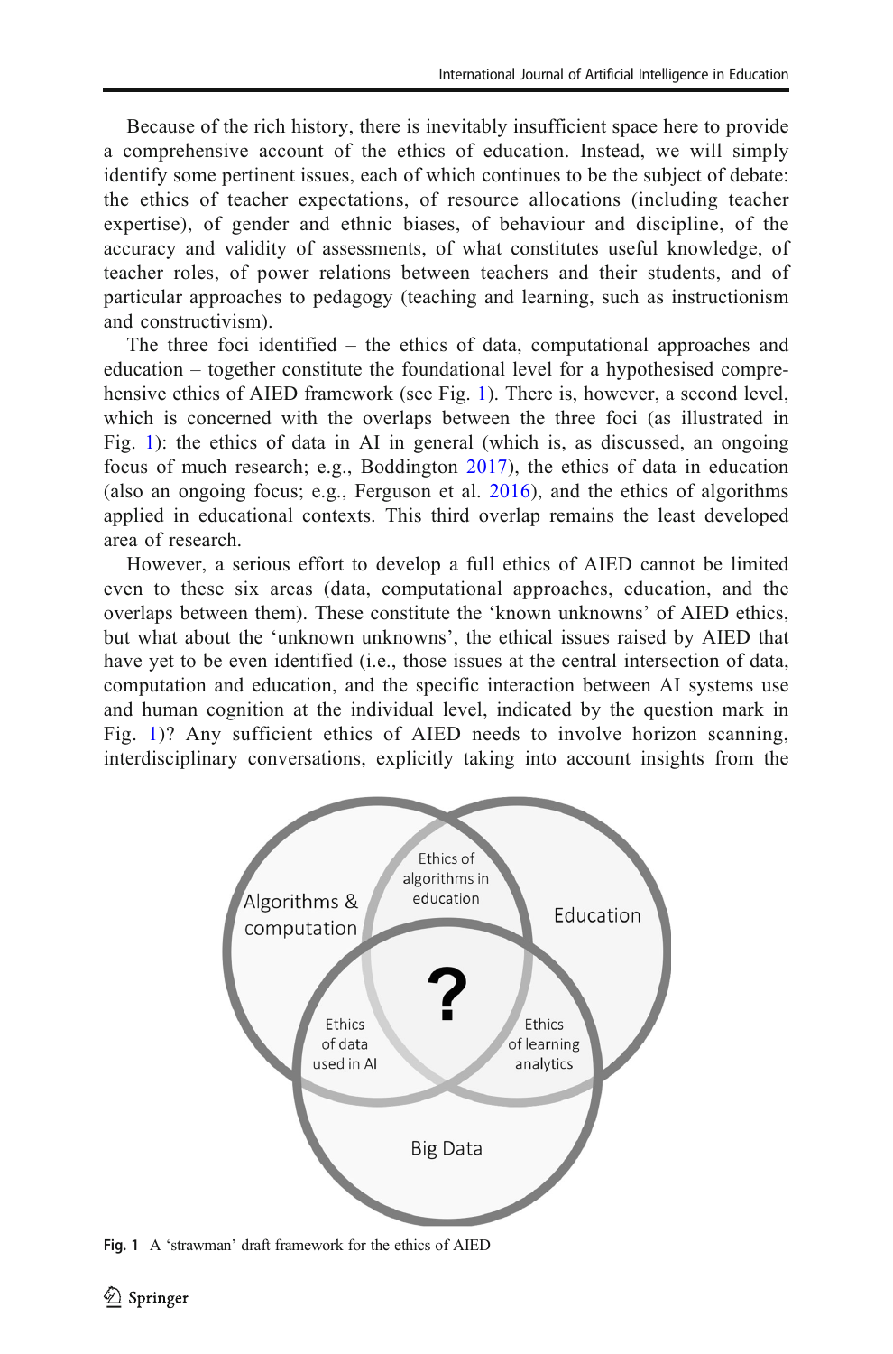Because of the rich history, there is inevitably insufficient space here to provide a comprehensive account of the ethics of education. Instead, we will simply identify some pertinent issues, each of which continues to be the subject of debate: the ethics of teacher expectations, of resource allocations (including teacher expertise), of gender and ethnic biases, of behaviour and discipline, of the accuracy and validity of assessments, of what constitutes useful knowledge, of teacher roles, of power relations between teachers and their students, and of particular approaches to pedagogy (teaching and learning, such as instructionism and constructivism).

The three foci identified – the ethics of data, computational approaches and education – together constitute the foundational level for a hypothesised comprehensive ethics of AIED framework (see Fig. 1). There is, however, a second level, which is concerned with the overlaps between the three foci (as illustrated in Fig. 1): the ethics of data in AI in general (which is, as discussed, an ongoing focus of much research; e.g., Boddington 2017), the ethics of data in education (also an ongoing focus; e.g., Ferguson et al. 2016), and the ethics of algorithms applied in educational contexts. This third overlap remains the least developed area of research.

However, a serious effort to develop a full ethics of AIED cannot be limited even to these six areas (data, computational approaches, education, and the overlaps between them). These constitute the 'known unknowns' of AIED ethics, but what about the 'unknown unknowns', the ethical issues raised by AIED that have yet to be even identified (i.e., those issues at the central intersection of data, computation and education, and the specific interaction between AI systems use and human cognition at the individual level, indicated by the question mark in Fig. 1)? Any sufficient ethics of AIED needs to involve horizon scanning, interdisciplinary conversations, explicitly taking into account insights from the

Fig. 1 A 'strawman' draft framework for the ethics of AIED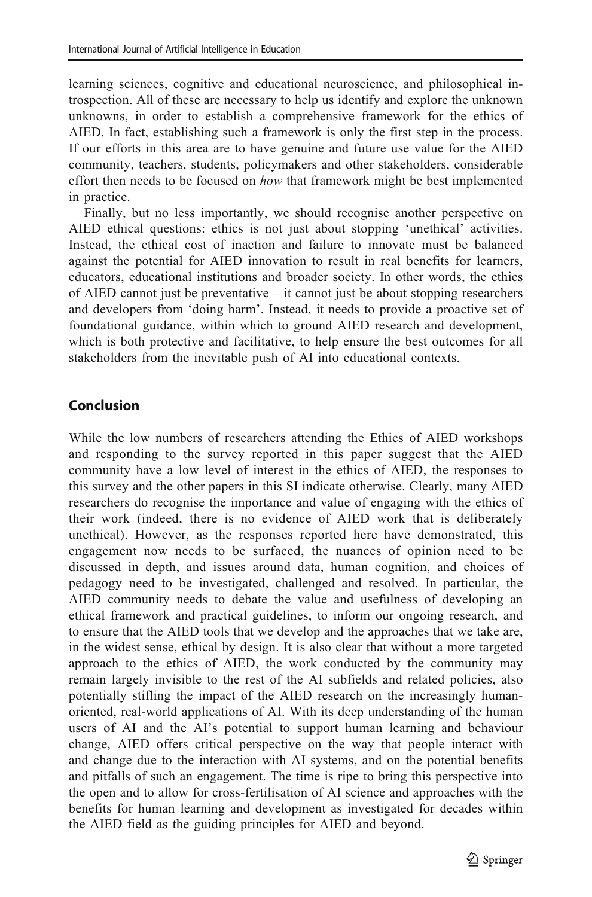learning sciences, cognitive and educational neuroscience, and philosophical introspection. All of these are necessary to help us identify and explore the unknown unknowns, in order to establish a comprehensive framework for the ethics of AIED. In fact, establishing such a framework is only the first step in the process. If our efforts in this area are to have genuine and future use value for the AIED community, teachers, students, policymakers and other stakeholders, considerable effort then needs to be focused on *how* that framework might be best implemented in practice.

Finally, but no less importantly, we should recognise another perspective on AIED ethical questions: ethics is not just about stopping 'unethical' activities. Instead, the ethical cost of inaction and failure to innovate must be balanced against the potential for AIED innovation to result in real benefits for learners, educators, educational institutions and broader society. In other words, the ethics of AIED cannot just be preventative – it cannot just be about stopping researchers and developers from 'doing harm'. Instead, it needs to provide a proactive set of foundational guidance, within which to ground AIED research and development, which is both protective and facilitative, to help ensure the best outcomes for all stakeholders from the inevitable push of AI into educational contexts.

## Conclusion

While the low numbers of researchers attending the Ethics of AIED workshops and responding to the survey reported in this paper suggest that the AIED community have a low level of interest in the ethics of AIED, the responses to this survey and the other papers in this SI indicate otherwise. Clearly, many AIED researchers do recognise the importance and value of engaging with the ethics of their work (indeed, there is no evidence of AIED work that is deliberately unethical). However, as the responses reported here have demonstrated, this engagement now needs to be surfaced, the nuances of opinion need to be discussed in depth, and issues around data, human cognition, and choices of pedagogy need to be investigated, challenged and resolved. In particular, the AIED community needs to debate the value and usefulness of developing an ethical framework and practical guidelines, to inform our ongoing research, and to ensure that the AIED tools that we develop and the approaches that we take are, in the widest sense, ethical by design. It is also clear that without a more targeted approach to the ethics of AIED, the work conducted by the community may remain largely invisible to the rest of the AI subfields and related policies, also potentially stifling the impact of the AIED research on the increasingly human-oriented, real-world applications of AI. With its deep understanding of the human users of AI and the AI's potential to support human learning and behaviour change, AIED offers critical perspective on the way that people interact with and change due to the interaction with AI systems, and on the potential benefits and pitfalls of such an engagement. The time is ripe to bring this perspective into the open and to allow for cross-fertilisation of AI science and approaches with the benefits for human learning and development as investigated for decades within the AIED field as the guiding principles for AIED and beyond.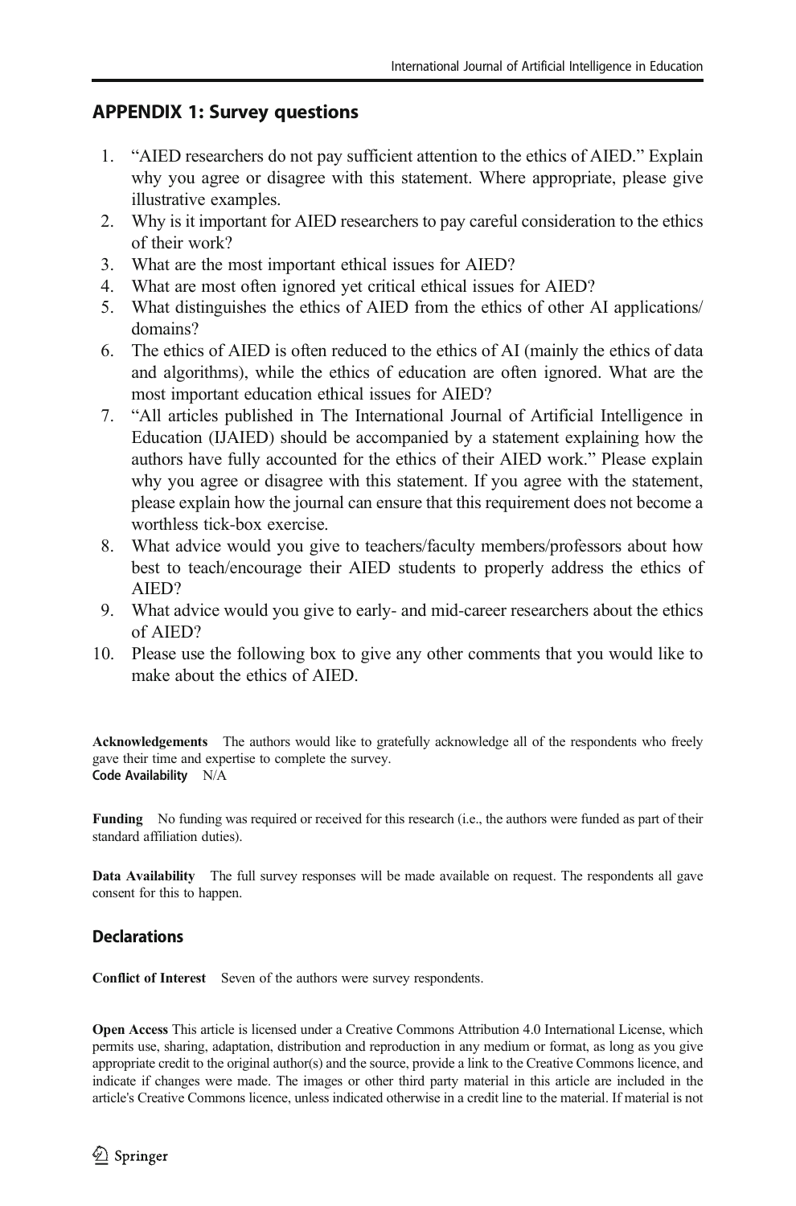## APPENDIX 1: Survey questions

1. "AIED researchers do not pay sufficient attention to the ethics of AIED." Explain why you agree or disagree with this statement. Where appropriate, please give illustrative examples.
2. Why is it important for AIED researchers to pay careful consideration to the ethics of their work?
3. What are the most important ethical issues for AIED?
4. What are most often ignored yet critical ethical issues for AIED?
5. What distinguishes the ethics of AIED from the ethics of other AI applications/ domains?
6. The ethics of AIED is often reduced to the ethics of AI (mainly the ethics of data and algorithms), while the ethics of education are often ignored. What are the most important education ethical issues for AIED?
7. "All articles published in The International Journal of Artificial Intelligence in Education (IJAIED) should be accompanied by a statement explaining how the authors have fully accounted for the ethics of their AIED work." Please explain why you agree or disagree with this statement. If you agree with the statement, please explain how the journal can ensure that this requirement does not become a worthless tick-box exercise.
8. What advice would you give to teachers/faculty members/professors about how best to teach/encourage their AIED students to properly address the ethics of AIED?
9. What advice would you give to early- and mid-career researchers about the ethics of AIED?
10. Please use the following box to give any other comments that you would like to make about the ethics of AIED.

**Acknowledgements** The authors would like to gratefully acknowledge all of the respondents who freely gave their time and expertise to complete the survey.

**Code Availability** N/A

**Funding** No funding was required or received for this research (i.e., the authors were funded as part of their standard affiliation duties).

**Data Availability** The full survey responses will be made available on request. The respondents all gave consent for this to happen.

### Declarations

**Conflict of Interest** Seven of the authors were survey respondents.

**Open Access** This article is licensed under a Creative Commons Attribution 4.0 International License, which permits use, sharing, adaptation, distribution and reproduction in any medium or format, as long as you give appropriate credit to the original author(s) and the source, provide a link to the Creative Commons licence, and indicate if changes were made. The images or other third party material in this article are included in the article's Creative Commons licence, unless indicated otherwise in a credit line to the material. If material is not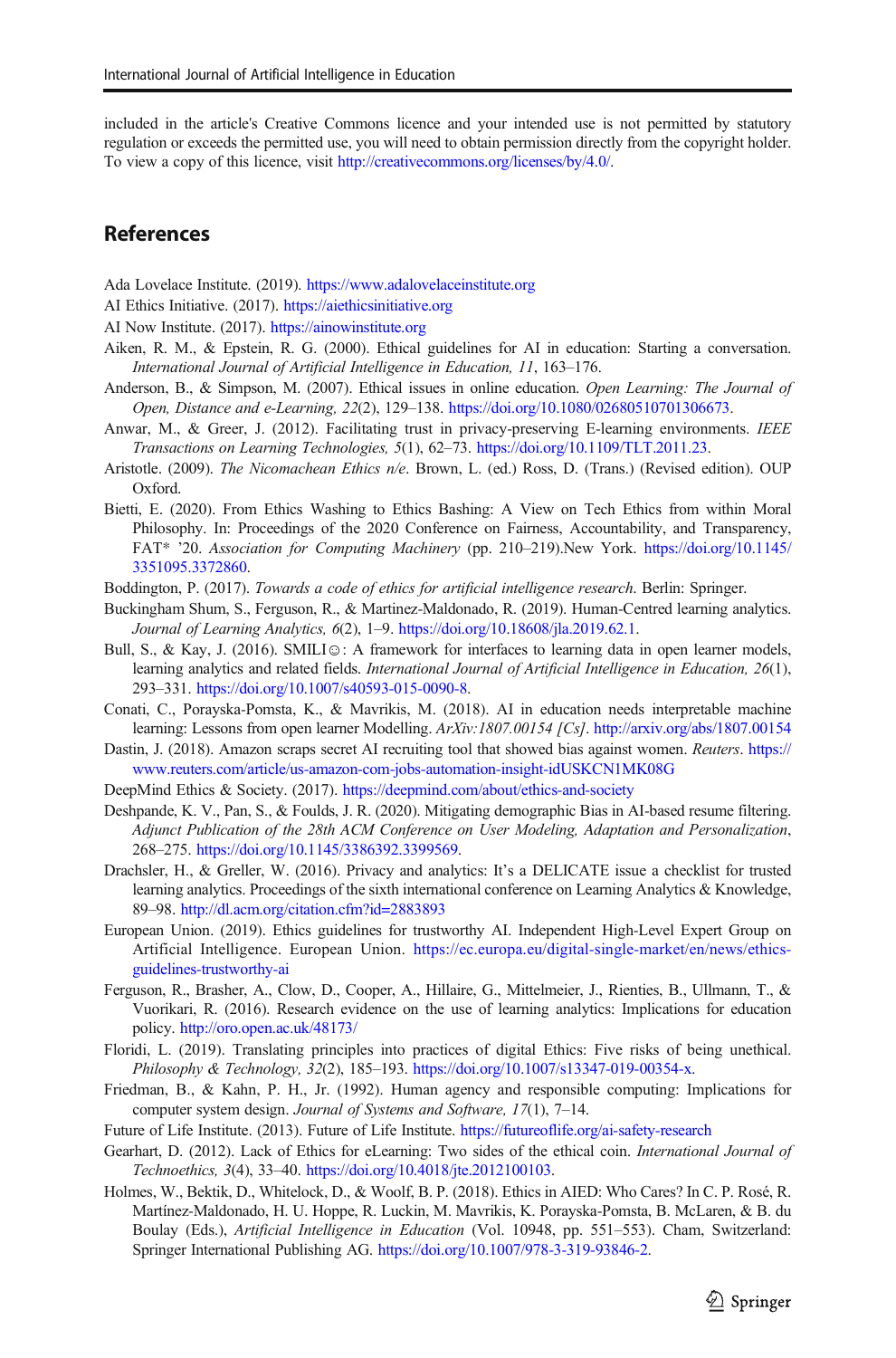included in the article's Creative Commons licence and your intended use is not permitted by statutory regulation or exceeds the permitted use, you will need to obtain permission directly from the copyright holder. To view a copy of this licence, visit http://creativecommons.org/licenses/by/4.0/.

## References

Ada Lovelace Institute. (2019). https://www.adalovelaceinstitute.org

AI Ethics Initiative. (2017). https://aiethicsinitiative.org

AI Now Institute. (2017). https://ainowinstitute.org

Aiken, R. M., & Epstein, R. G. (2000). Ethical guidelines for AI in education: Starting a conversation. *International Journal of Artificial Intelligence in Education, 11*, 163–176.

Anderson, B., & Simpson, M. (2007). Ethical issues in online education. *Open Learning: The Journal of Open, Distance and e-Learning, 22*(2), 129–138. https://doi.org/10.1080/02680510701306673.

Anwar, M., & Greer, J. (2012). Facilitating trust in privacy-preserving E-learning environments. *IEEE Transactions on Learning Technologies, 5*(1), 62–73. https://doi.org/10.1109/TLT.2011.23.

Aristotle. (2009). *The Nicomachean Ethics n/e*. Brown, L. (ed.) Ross, D. (Trans.) (Revised edition). OUP Oxford.

Bietti, E. (2020). From Ethics Washing to Ethics Bashing: A View on Tech Ethics from within Moral Philosophy. In: Proceedings of the 2020 Conference on Fairness, Accountability, and Transparency, FAT* '20. *Association for Computing Machinery* (pp. 210–219).New York. https://doi.org/10.1145/3351095.3372860.

Boddington, P. (2017). *Towards a code of ethics for artificial intelligence research*. Berlin: Springer.

Buckingham Shum, S., Ferguson, R., & Martinez-Maldonado, R. (2019). Human-Centred learning analytics. *Journal of Learning Analytics, 6*(2), 1–9. https://doi.org/10.18608/jla.2019.62.1.

Bull, S., & Kay, J. (2016). SMILI☺: A framework for interfaces to learning data in open learner models, learning analytics and related fields. *International Journal of Artificial Intelligence in Education, 26*(1), 293–331. https://doi.org/10.1007/s40593-015-0090-8.

Conati, C., Porayska-Pomsta, K., & Mavrikis, M. (2018). AI in education needs interpretable machine learning: Lessons from open learner Modelling. *ArXiv:1807.00154 [Cs]*. http://arxiv.org/abs/1807.00154

Dastin, J. (2018). Amazon scraps secret AI recruiting tool that showed bias against women. *Reuters*. https://www.reuters.com/article/us-amazon-com-jobs-automation-insight-idUSKCN1MK08G

DeepMind Ethics & Society. (2017). https://deepmind.com/about/ethics-and-society

Deshpande, K. V., Pan, S., & Foulds, J. R. (2020). Mitigating demographic Bias in AI-based resume filtering. *Adjunct Publication of the 28th ACM Conference on User Modeling, Adaptation and Personalization*, 268–275. https://doi.org/10.1145/3386392.3399569.

Drachsler, H., & Greller, W. (2016). Privacy and analytics: It's a DELICATE issue a checklist for trusted learning analytics. Proceedings of the sixth international conference on Learning Analytics & Knowledge, 89–98. http://dl.acm.org/citation.cfm?id=2883893

European Union. (2019). Ethics guidelines for trustworthy AI. Independent High-Level Expert Group on Artificial Intelligence. European Union. https://ec.europa.eu/digital-single-market/en/news/ethics-guidelines-trustworthy-ai

Ferguson, R., Brasher, A., Clow, D., Cooper, A., Hillaire, G., Mittelmeier, J., Rienties, B., Ullmann, T., & Vuorikari, R. (2016). Research evidence on the use of learning analytics: Implications for education policy. http://oro.open.ac.uk/48173/

Floridi, L. (2019). Translating principles into practices of digital Ethics: Five risks of being unethical. *Philosophy & Technology, 32*(2), 185–193. https://doi.org/10.1007/s13347-019-00354-x.

Friedman, B., & Kahn, P. H., Jr. (1992). Human agency and responsible computing: Implications for computer system design. *Journal of Systems and Software, 17*(1), 7–14.

Future of Life Institute. (2013). Future of Life Institute. https://futureoflife.org/ai-safety-research

Gearhart, D. (2012). Lack of Ethics for eLearning: Two sides of the ethical coin. *International Journal of Technoethics, 3*(4), 33–40. https://doi.org/10.4018/jte.2012100103.

Holmes, W., Bektik, D., Whitelock, D., & Woolf, B. P. (2018). Ethics in AIED: Who Cares? In C. P. Rosé, R. Martínez-Maldonado, H. U. Hoppe, R. Luckin, M. Mavrikis, K. Porayska-Pomsta, B. McLaren, & B. du Boulay (Eds.), *Artificial Intelligence in Education* (Vol. 10948, pp. 551–553). Cham, Switzerland: Springer International Publishing AG. https://doi.org/10.1007/978-3-319-93846-2.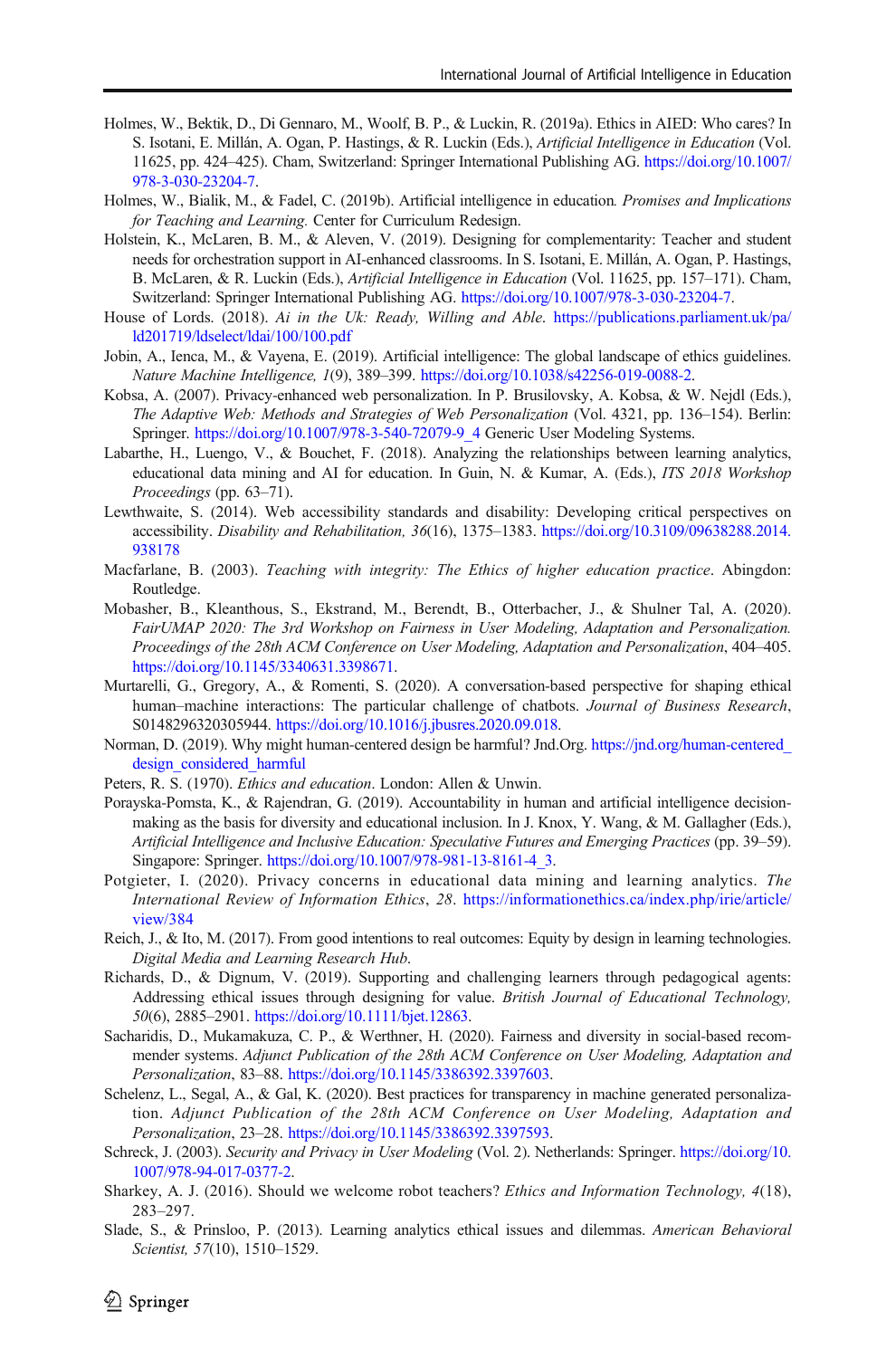Holmes, W., Bektik, D., Di Gennaro, M., Woolf, B. P., & Luckin, R. (2019a). Ethics in AIED: Who cares? In S. Isotani, E. Millán, A. Ogan, P. Hastings, & R. Luckin (Eds.), *Artificial Intelligence in Education* (Vol. 11625, pp. 424–425). Cham, Switzerland: Springer International Publishing AG. https://doi.org/10.1007/978-3-030-23204-7.

Holmes, W., Bialik, M., & Fadel, C. (2019b). Artificial intelligence in education*. Promises and Implications for Teaching and Learning.* Center for Curriculum Redesign.

Holstein, K., McLaren, B. M., & Aleven, V. (2019). Designing for complementarity: Teacher and student needs for orchestration support in AI-enhanced classrooms. In S. Isotani, E. Millán, A. Ogan, P. Hastings, B. McLaren, & R. Luckin (Eds.), *Artificial Intelligence in Education* (Vol. 11625, pp. 157–171). Cham, Switzerland: Springer International Publishing AG. https://doi.org/10.1007/978-3-030-23204-7.

House of Lords. (2018). *Ai in the Uk: Ready, Willing and Able*. https://publications.parliament.uk/pa/ld201719/ldselect/ldai/100/100.pdf

Jobin, A., Ienca, M., & Vayena, E. (2019). Artificial intelligence: The global landscape of ethics guidelines. *Nature Machine Intelligence, 1*(9), 389–399. https://doi.org/10.1038/s42256-019-0088-2.

Kobsa, A. (2007). Privacy-enhanced web personalization. In P. Brusilovsky, A. Kobsa, & W. Nejdl (Eds.), *The Adaptive Web: Methods and Strategies of Web Personalization* (Vol. 4321, pp. 136–154). Berlin: Springer. https://doi.org/10.1007/978-3-540-72079-9_4 Generic User Modeling Systems.

Labarthe, H., Luengo, V., & Bouchet, F. (2018). Analyzing the relationships between learning analytics, educational data mining and AI for education. In Guin, N. & Kumar, A. (Eds.), *ITS 2018 Workshop Proceedings* (pp. 63–71).

Lewthwaite, S. (2014). Web accessibility standards and disability: Developing critical perspectives on accessibility. *Disability and Rehabilitation, 36*(16), 1375–1383. https://doi.org/10.3109/09638288.2014.938178

Macfarlane, B. (2003). *Teaching with integrity: The Ethics of higher education practice*. Abingdon: Routledge.

Mobasher, B., Kleanthous, S., Ekstrand, M., Berendt, B., Otterbacher, J., & Shulner Tal, A. (2020). *FairUMAP 2020: The 3rd Workshop on Fairness in User Modeling, Adaptation and Personalization. Proceedings of the 28th ACM Conference on User Modeling, Adaptation and Personalization*, 404–405. https://doi.org/10.1145/3340631.3398671.

Murtarelli, G., Gregory, A., & Romenti, S. (2020). A conversation-based perspective for shaping ethical human–machine interactions: The particular challenge of chatbots. *Journal of Business Research*, S0148296320305944. https://doi.org/10.1016/j.jbusres.2020.09.018.

Norman, D. (2019). Why might human-centered design be harmful? Jnd.Org. https://jnd.org/human-centered_design_considered_harmful

Peters, R. S. (1970). *Ethics and education*. London: Allen & Unwin.

Porayska-Pomsta, K., & Rajendran, G. (2019). Accountability in human and artificial intelligence decision-making as the basis for diversity and educational inclusion. In J. Knox, Y. Wang, & M. Gallagher (Eds.), *Artificial Intelligence and Inclusive Education: Speculative Futures and Emerging Practices* (pp. 39–59). Singapore: Springer. https://doi.org/10.1007/978-981-13-8161-4_3.

Potgieter, I. (2020). Privacy concerns in educational data mining and learning analytics. *The International Review of Information Ethics*, *28*. https://informationethics.ca/index.php/irie/article/view/384

Reich, J., & Ito, M. (2017). From good intentions to real outcomes: Equity by design in learning technologies. *Digital Media and Learning Research Hub*.

Richards, D., & Dignum, V. (2019). Supporting and challenging learners through pedagogical agents: Addressing ethical issues through designing for value. *British Journal of Educational Technology, 50*(6), 2885–2901. https://doi.org/10.1111/bjet.12863.

Sacharidis, D., Mukamakuza, C. P., & Werthner, H. (2020). Fairness and diversity in social-based recommender systems. *Adjunct Publication of the 28th ACM Conference on User Modeling, Adaptation and Personalization*, 83–88. https://doi.org/10.1145/3386392.3397603.

Schelenz, L., Segal, A., & Gal, K. (2020). Best practices for transparency in machine generated personalization. *Adjunct Publication of the 28th ACM Conference on User Modeling, Adaptation and Personalization*, 23–28. https://doi.org/10.1145/3386392.3397593.

Schreck, J. (2003). *Security and Privacy in User Modeling* (Vol. 2). Netherlands: Springer. https://doi.org/10.1007/978-94-017-0377-2.

Sharkey, A. J. (2016). Should we welcome robot teachers? *Ethics and Information Technology, 4*(18), 283–297.

Slade, S., & Prinsloo, P. (2013). Learning analytics ethical issues and dilemmas. *American Behavioral Scientist, 57*(10), 1510–1529.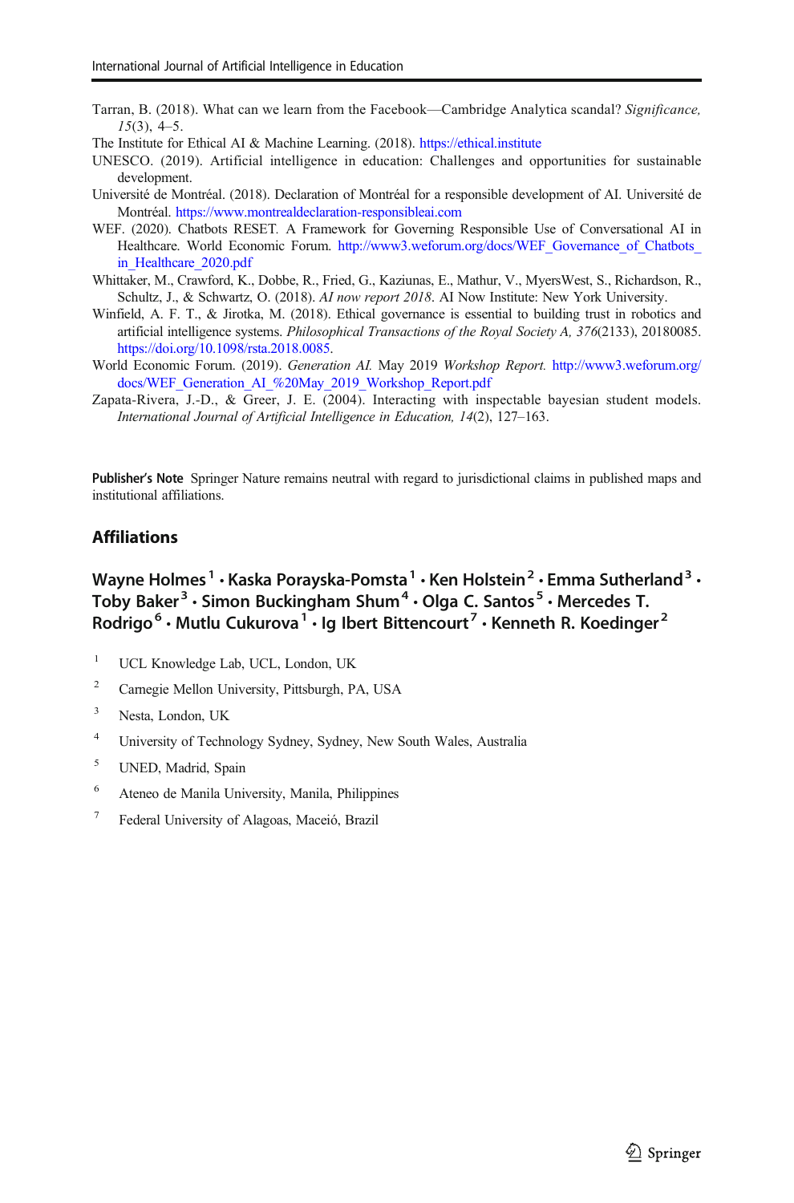Tarran, B. (2018). What can we learn from the Facebook—Cambridge Analytica scandal? *Significance, 15*(3), 4–5.

The Institute for Ethical AI & Machine Learning. (2018). https://ethical.institute

UNESCO. (2019). Artificial intelligence in education: Challenges and opportunities for sustainable development.

Université de Montréal. (2018). Declaration of Montréal for a responsible development of AI. Université de Montréal. https://www.montrealdeclaration-responsibleai.com

WEF. (2020). Chatbots RESET. A Framework for Governing Responsible Use of Conversational AI in Healthcare. World Economic Forum. http://www3.weforum.org/docs/WEF_Governance_of_Chatbots_in_Healthcare_2020.pdf

Whittaker, M., Crawford, K., Dobbe, R., Fried, G., Kaziunas, E., Mathur, V., MyersWest, S., Richardson, R., Schultz, J., & Schwartz, O. (2018). *AI now report 2018*. AI Now Institute: New York University.

Winfield, A. F. T., & Jirotka, M. (2018). Ethical governance is essential to building trust in robotics and artificial intelligence systems. *Philosophical Transactions of the Royal Society A, 376*(2133), 20180085. https://doi.org/10.1098/rsta.2018.0085.

World Economic Forum. (2019). *Generation AI.* May 2019 *Workshop Report.* http://www3.weforum.org/docs/WEF_Generation_AI_%20May_2019_Workshop_Report.pdf

Zapata-Rivera, J.-D., & Greer, J. E. (2004). Interacting with inspectable bayesian student models. *International Journal of Artificial Intelligence in Education, 14*(2), 127–163.

**Publisher's Note** Springer Nature remains neutral with regard to jurisdictional claims in published maps and institutional affiliations.

## Affiliations

**Wayne Holmes [1] · Kaska Porayska-Pomsta [1] · Ken Holstein [2] · Emma Sutherland [3] · Toby Baker [3] · Simon Buckingham Shum [4] · Olga C. Santos [5] · Mercedes T. Rodrigo [6] · Mutlu Cukurova [1] · Ig Ibert Bittencourt [7] · Kenneth R. Koedinger [2]**

[1] UCL Knowledge Lab, UCL, London, UK

[2] Carnegie Mellon University, Pittsburgh, PA, USA

[3] Nesta, London, UK

[4] University of Technology Sydney, Sydney, New South Wales, Australia

[5] UNED, Madrid, Spain

[6] Ateneo de Manila University, Manila, Philippines

[7] Federal University of Alagoas, Maceió, Brazil